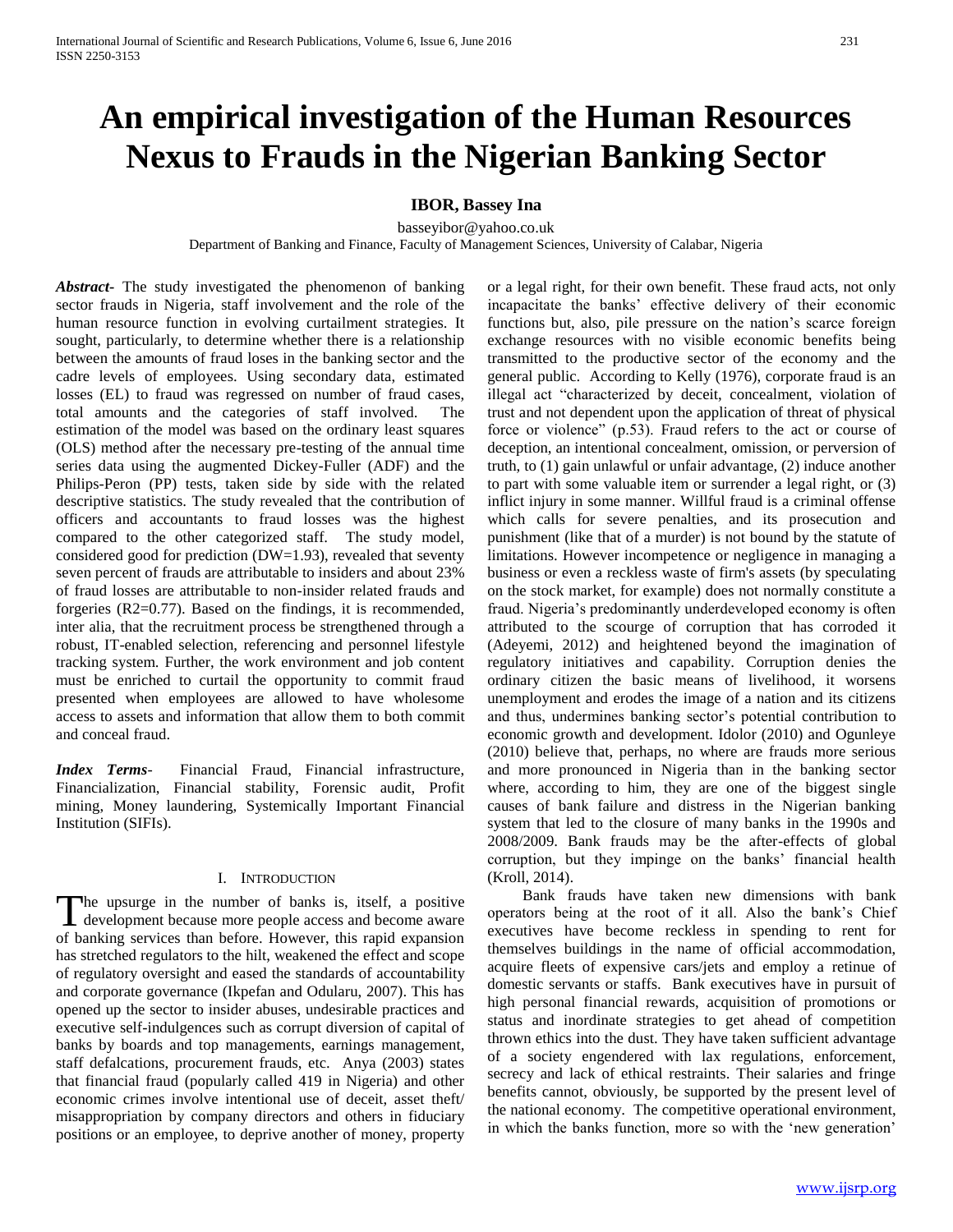// An empirical investigation of the Human Resources Nexus to Frauds in the Nigerian Banking Sector

**IBOR, Bassey Ina**

basseyibor@yahoo.co.uk

Department of Banking and Finance, Faculty of Management Sciences, University of Calabar, Nigeria

***Abstract*-** The study investigated the phenomenon of banking sector frauds in Nigeria, staff involvement and the role of the human resource function in evolving curtailment strategies. It sought, particularly, to determine whether there is a relationship between the amounts of fraud loses in the banking sector and the cadre levels of employees. Using secondary data, estimated losses (EL) to fraud was regressed on number of fraud cases, total amounts and the categories of staff involved. The estimation of the model was based on the ordinary least squares (OLS) method after the necessary pre-testing of the annual time series data using the augmented Dickey-Fuller (ADF) and the Philips-Peron (PP) tests, taken side by side with the related descriptive statistics. The study revealed that the contribution of officers and accountants to fraud losses was the highest compared to the other categorized staff. The study model, considered good for prediction (DW=1.93), revealed that seventy seven percent of frauds are attributable to insiders and about 23% of fraud losses are attributable to non-insider related frauds and forgeries (R2=0.77). Based on the findings, it is recommended, inter alia, that the recruitment process be strengthened through a robust, IT-enabled selection, referencing and personnel lifestyle tracking system. Further, the work environment and job content must be enriched to curtail the opportunity to commit fraud presented when employees are allowed to have wholesome access to assets and information that allow them to both commit and conceal fraud.

***Index Terms*-** Financial Fraud, Financial infrastructure, Financialization, Financial stability, Forensic audit, Profit mining, Money laundering, Systemically Important Financial Institution (SIFIs).

## I. Introduction

The upsurge in the number of banks is, itself, a positive development because more people access and become aware of banking services than before. However, this rapid expansion has stretched regulators to the hilt, weakened the effect and scope of regulatory oversight and eased the standards of accountability and corporate governance (Ikpefan and Odularu, 2007). This has opened up the sector to insider abuses, undesirable practices and executive self-indulgences such as corrupt diversion of capital of banks by boards and top managements, earnings management, staff defalcations, procurement frauds, etc. Anya (2003) states that financial fraud (popularly called 419 in Nigeria) and other economic crimes involve intentional use of deceit, asset theft/ misappropriation by company directors and others in fiduciary positions or an employee, to deprive another of money, property or a legal right, for their own benefit. These fraud acts, not only incapacitate the banks' effective delivery of their economic functions but, also, pile pressure on the nation's scarce foreign exchange resources with no visible economic benefits being transmitted to the productive sector of the economy and the general public. According to Kelly (1976), corporate fraud is an illegal act "characterized by deceit, concealment, violation of trust and not dependent upon the application of threat of physical force or violence" (p.53). Fraud refers to the act or course of deception, an intentional concealment, omission, or perversion of truth, to (1) gain unlawful or unfair advantage, (2) induce another to part with some valuable item or surrender a legal right, or (3) inflict injury in some manner. Willful fraud is a criminal offense which calls for severe penalties, and its prosecution and punishment (like that of a murder) is not bound by the statute of limitations. However incompetence or negligence in managing a business or even a reckless waste of firm's assets (by speculating on the stock market, for example) does not normally constitute a fraud. Nigeria's predominantly underdeveloped economy is often attributed to the scourge of corruption that has corroded it (Adeyemi, 2012) and heightened beyond the imagination of regulatory initiatives and capability. Corruption denies the ordinary citizen the basic means of livelihood, it worsens unemployment and erodes the image of a nation and its citizens and thus, undermines banking sector's potential contribution to economic growth and development. Idolor (2010) and Ogunleye (2010) believe that, perhaps, no where are frauds more serious and more pronounced in Nigeria than in the banking sector where, according to him, they are one of the biggest single causes of bank failure and distress in the Nigerian banking system that led to the closure of many banks in the 1990s and 2008/2009. Bank frauds may be the after-effects of global corruption, but they impinge on the banks' financial health (Kroll, 2014).

Bank frauds have taken new dimensions with bank operators being at the root of it all. Also the bank's Chief executives have become reckless in spending to rent for themselves buildings in the name of official accommodation, acquire fleets of expensive cars/jets and employ a retinue of domestic servants or staffs. Bank executives have in pursuit of high personal financial rewards, acquisition of promotions or status and inordinate strategies to get ahead of competition thrown ethics into the dust. They have taken sufficient advantage of a society engendered with lax regulations, enforcement, secrecy and lack of ethical restraints. Their salaries and fringe benefits cannot, obviously, be supported by the present level of the national economy. The competitive operational environment, in which the banks function, more so with the 'new generation'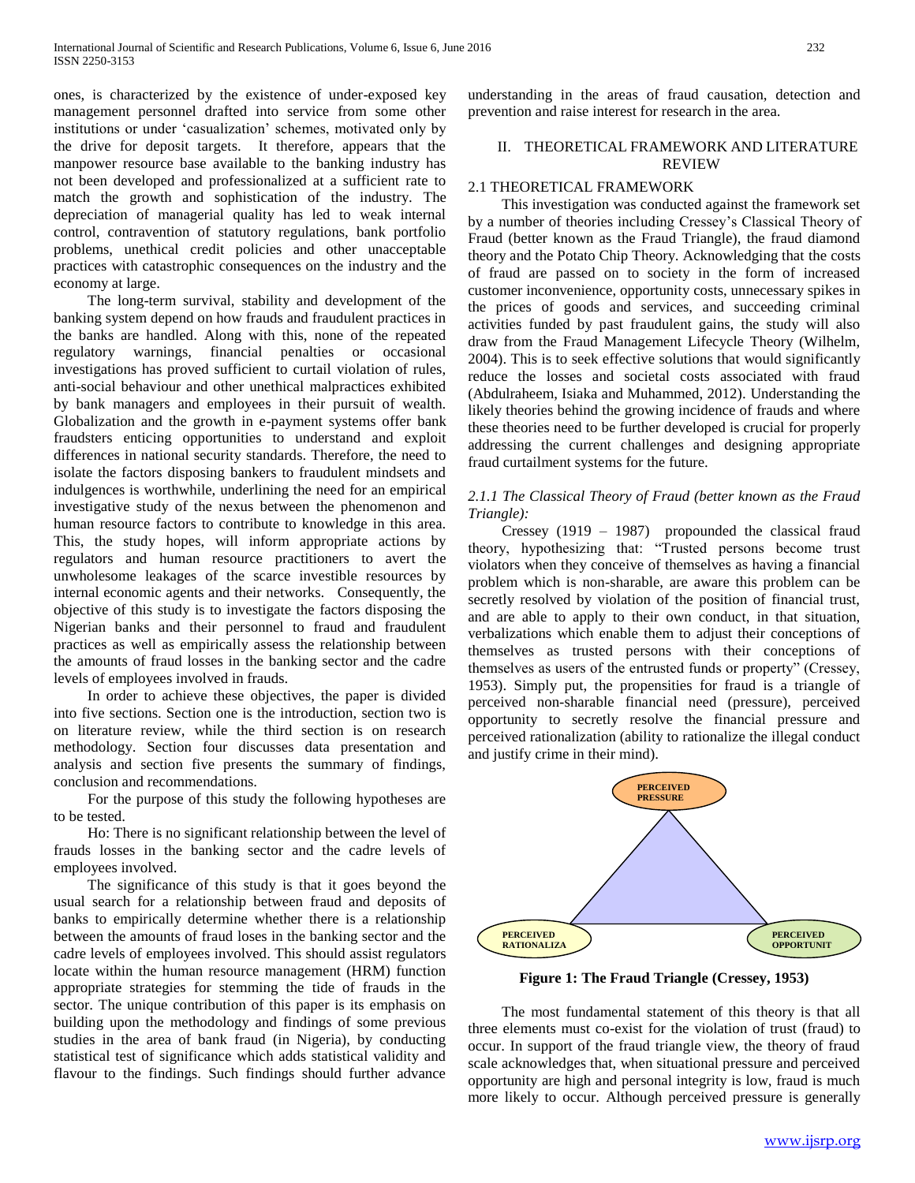ones, is characterized by the existence of under-exposed key management personnel drafted into service from some other institutions or under 'casualization' schemes, motivated only by the drive for deposit targets. It therefore, appears that the manpower resource base available to the banking industry has not been developed and professionalized at a sufficient rate to match the growth and sophistication of the industry. The depreciation of managerial quality has led to weak internal control, contravention of statutory regulations, bank portfolio problems, unethical credit policies and other unacceptable practices with catastrophic consequences on the industry and the economy at large.

The long-term survival, stability and development of the banking system depend on how frauds and fraudulent practices in the banks are handled. Along with this, none of the repeated regulatory warnings, financial penalties or occasional investigations has proved sufficient to curtail violation of rules, anti-social behaviour and other unethical malpractices exhibited by bank managers and employees in their pursuit of wealth. Globalization and the growth in e-payment systems offer bank fraudsters enticing opportunities to understand and exploit differences in national security standards. Therefore, the need to isolate the factors disposing bankers to fraudulent mindsets and indulgences is worthwhile, underlining the need for an empirical investigative study of the nexus between the phenomenon and human resource factors to contribute to knowledge in this area. This, the study hopes, will inform appropriate actions by regulators and human resource practitioners to avert the unwholesome leakages of the scarce investible resources by internal economic agents and their networks. Consequently, the objective of this study is to investigate the factors disposing the Nigerian banks and their personnel to fraud and fraudulent practices as well as empirically assess the relationship between the amounts of fraud losses in the banking sector and the cadre levels of employees involved in frauds.

In order to achieve these objectives, the paper is divided into five sections. Section one is the introduction, section two is on literature review, while the third section is on research methodology. Section four discusses data presentation and analysis and section five presents the summary of findings, conclusion and recommendations.

For the purpose of this study the following hypotheses are to be tested.

Ho: There is no significant relationship between the level of frauds losses in the banking sector and the cadre levels of employees involved.

The significance of this study is that it goes beyond the usual search for a relationship between fraud and deposits of banks to empirically determine whether there is a relationship between the amounts of fraud loses in the banking sector and the cadre levels of employees involved. This should assist regulators locate within the human resource management (HRM) function appropriate strategies for stemming the tide of frauds in the sector. The unique contribution of this paper is its emphasis on building upon the methodology and findings of some previous studies in the area of bank fraud (in Nigeria), by conducting statistical test of significance which adds statistical validity and flavour to the findings. Such findings should further advance understanding in the areas of fraud causation, detection and prevention and raise interest for research in the area.

## II. THEORETICAL FRAMEWORK AND LITERATURE REVIEW

### 2.1 THEORETICAL FRAMEWORK

This investigation was conducted against the framework set by a number of theories including Cressey's Classical Theory of Fraud (better known as the Fraud Triangle), the fraud diamond theory and the Potato Chip Theory. Acknowledging that the costs of fraud are passed on to society in the form of increased customer inconvenience, opportunity costs, unnecessary spikes in the prices of goods and services, and succeeding criminal activities funded by past fraudulent gains, the study will also draw from the Fraud Management Lifecycle Theory (Wilhelm, 2004). This is to seek effective solutions that would significantly reduce the losses and societal costs associated with fraud (Abdulraheem, Isiaka and Muhammed, 2012). Understanding the likely theories behind the growing incidence of frauds and where these theories need to be further developed is crucial for properly addressing the current challenges and designing appropriate fraud curtailment systems for the future.

#### *2.1.1 The Classical Theory of Fraud (better known as the Fraud Triangle):*

Cressey (1919 – 1987) propounded the classical fraud theory, hypothesizing that: "Trusted persons become trust violators when they conceive of themselves as having a financial problem which is non-sharable, are aware this problem can be secretly resolved by violation of the position of financial trust, and are able to apply to their own conduct, in that situation, verbalizations which enable them to adjust their conceptions of themselves as trusted persons with their conceptions of themselves as users of the entrusted funds or property" (Cressey, 1953). Simply put, the propensities for fraud is a triangle of perceived non-sharable financial need (pressure), perceived opportunity to secretly resolve the financial pressure and perceived rationalization (ability to rationalize the illegal conduct and justify crime in their mind).

PERCEIVED PRESSURE

PERCEIVED RATIONALIZA

PERCEIVED OPPORTUNIT

**Figure 1: The Fraud Triangle (Cressey, 1953)**

The most fundamental statement of this theory is that all three elements must co-exist for the violation of trust (fraud) to occur. In support of the fraud triangle view, the theory of fraud scale acknowledges that, when situational pressure and perceived opportunity are high and personal integrity is low, fraud is much more likely to occur. Although perceived pressure is generally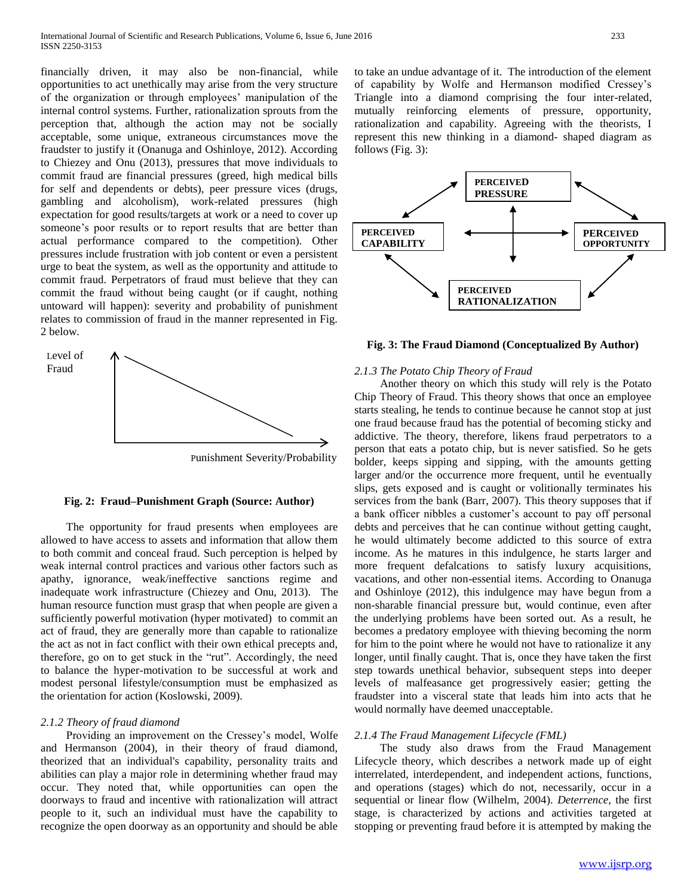financially driven, it may also be non-financial, while opportunities to act unethically may arise from the very structure of the organization or through employees' manipulation of the internal control systems. Further, rationalization sprouts from the perception that, although the action may not be socially acceptable, some unique, extraneous circumstances move the fraudster to justify it (Onanuga and Oshinloye, 2012). According to Chiezey and Onu (2013), pressures that move individuals to commit fraud are financial pressures (greed, high medical bills for self and dependents or debts), peer pressure vices (drugs, gambling and alcoholism), work-related pressures (high expectation for good results/targets at work or a need to cover up someone's poor results or to report results that are better than actual performance compared to the competition). Other pressures include frustration with job content or even a persistent urge to beat the system, as well as the opportunity and attitude to commit fraud. Perpetrators of fraud must believe that they can commit the fraud without being caught (or if caught, nothing untoward will happen): severity and probability of punishment relates to commission of fraud in the manner represented in Fig. 2 below.

Level of Fraud

Punishment Severity/Probability

**Fig. 2: Fraud–Punishment Graph (Source: Author)**

The opportunity for fraud presents when employees are allowed to have access to assets and information that allow them to both commit and conceal fraud. Such perception is helped by weak internal control practices and various other factors such as apathy, ignorance, weak/ineffective sanctions regime and inadequate work infrastructure (Chiezey and Onu, 2013). The human resource function must grasp that when people are given a sufficiently powerful motivation (hyper motivated) to commit an act of fraud, they are generally more than capable to rationalize the act as not in fact conflict with their own ethical precepts and, therefore, go on to get stuck in the "rut". Accordingly, the need to balance the hyper-motivation to be successful at work and modest personal lifestyle/consumption must be emphasized as the orientation for action (Koslowski, 2009).

### *2.1.2 Theory of fraud diamond*

Providing an improvement on the Cressey's model, Wolfe and Hermanson (2004), in their theory of fraud diamond, theorized that an individual's capability, personality traits and abilities can play a major role in determining whether fraud may occur. They noted that, while opportunities can open the doorways to fraud and incentive with rationalization will attract people to it, such an individual must have the capability to recognize the open doorway as an opportunity and should be able to take an undue advantage of it. The introduction of the element of capability by Wolfe and Hermanson modified Cressey's Triangle into a diamond comprising the four inter-related, mutually reinforcing elements of pressure, opportunity, rationalization and capability. Agreeing with the theorists, I represent this new thinking in a diamond- shaped diagram as follows (Fig. 3):

PERCEIVED PRESSURE

PERCEIVED CAPABILITY

PERCEIVED OPPORTUNITY

PERCEIVED RATIONALIZATION

**Fig. 3: The Fraud Diamond (Conceptualized By Author)**

### *2.1.3 The Potato Chip Theory of Fraud*

Another theory on which this study will rely is the Potato Chip Theory of Fraud. This theory shows that once an employee starts stealing, he tends to continue because he cannot stop at just one fraud because fraud has the potential of becoming sticky and addictive. The theory, therefore, likens fraud perpetrators to a person that eats a potato chip, but is never satisfied. So he gets bolder, keeps sipping and sipping, with the amounts getting larger and/or the occurrence more frequent, until he eventually slips, gets exposed and is caught or volitionally terminates his services from the bank (Barr, 2007). This theory supposes that if a bank officer nibbles a customer's account to pay off personal debts and perceives that he can continue without getting caught, he would ultimately become addicted to this source of extra income. As he matures in this indulgence, he starts larger and more frequent defalcations to satisfy luxury acquisitions, vacations, and other non-essential items. According to Onanuga and Oshinloye (2012), this indulgence may have begun from a non-sharable financial pressure but, would continue, even after the underlying problems have been sorted out. As a result, he becomes a predatory employee with thieving becoming the norm for him to the point where he would not have to rationalize it any longer, until finally caught. That is, once they have taken the first step towards unethical behavior, subsequent steps into deeper levels of malfeasance get progressively easier; getting the fraudster into a visceral state that leads him into acts that he would normally have deemed unacceptable.

### *2.1.4 The Fraud Management Lifecycle (FML)*

The study also draws from the Fraud Management Lifecycle theory, which describes a network made up of eight interrelated, interdependent, and independent actions, functions, and operations (stages) which do not, necessarily, occur in a sequential or linear flow (Wilhelm, 2004). *Deterrence*, the first stage, is characterized by actions and activities targeted at stopping or preventing fraud before it is attempted by making the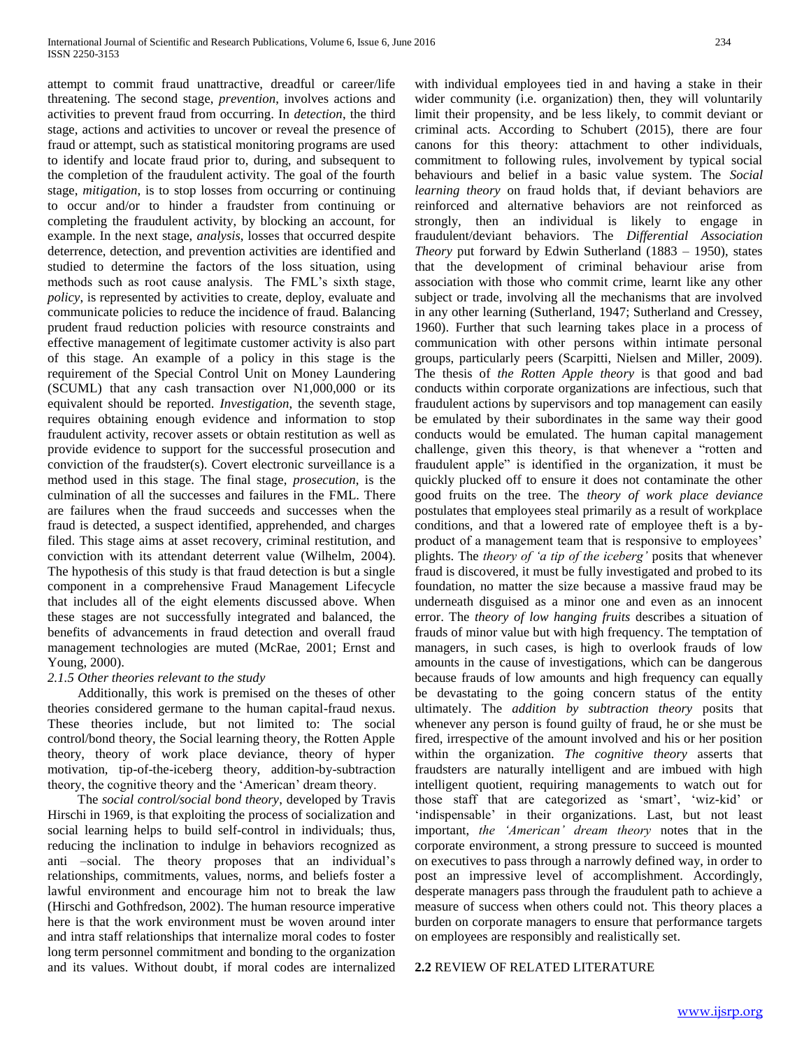attempt to commit fraud unattractive, dreadful or career/life threatening. The second stage, *prevention*, involves actions and activities to prevent fraud from occurring. In *detection*, the third stage, actions and activities to uncover or reveal the presence of fraud or attempt, such as statistical monitoring programs are used to identify and locate fraud prior to, during, and subsequent to the completion of the fraudulent activity. The goal of the fourth stage, *mitigation*, is to stop losses from occurring or continuing to occur and/or to hinder a fraudster from continuing or completing the fraudulent activity, by blocking an account, for example. In the next stage, *analysis*, losses that occurred despite deterrence, detection, and prevention activities are identified and studied to determine the factors of the loss situation, using methods such as root cause analysis. The FML's sixth stage, *policy*, is represented by activities to create, deploy, evaluate and communicate policies to reduce the incidence of fraud. Balancing prudent fraud reduction policies with resource constraints and effective management of legitimate customer activity is also part of this stage. An example of a policy in this stage is the requirement of the Special Control Unit on Money Laundering (SCUML) that any cash transaction over N1,000,000 or its equivalent should be reported. *Investigation*, the seventh stage, requires obtaining enough evidence and information to stop fraudulent activity, recover assets or obtain restitution as well as provide evidence to support for the successful prosecution and conviction of the fraudster(s). Covert electronic surveillance is a method used in this stage. The final stage, *prosecution*, is the culmination of all the successes and failures in the FML. There are failures when the fraud succeeds and successes when the fraud is detected, a suspect identified, apprehended, and charges filed. This stage aims at asset recovery, criminal restitution, and conviction with its attendant deterrent value (Wilhelm, 2004). The hypothesis of this study is that fraud detection is but a single component in a comprehensive Fraud Management Lifecycle that includes all of the eight elements discussed above. When these stages are not successfully integrated and balanced, the benefits of advancements in fraud detection and overall fraud management technologies are muted (McRae, 2001; Ernst and Young, 2000).

### *2.1.5 Other theories relevant to the study*

Additionally, this work is premised on the theses of other theories considered germane to the human capital-fraud nexus. These theories include, but not limited to: The social control/bond theory, the Social learning theory, the Rotten Apple theory, theory of work place deviance, theory of hyper motivation, tip-of-the-iceberg theory, addition-by-subtraction theory, the cognitive theory and the 'American' dream theory.

The *social control/social bond theory*, developed by Travis Hirschi in 1969, is that exploiting the process of socialization and social learning helps to build self-control in individuals; thus, reducing the inclination to indulge in behaviors recognized as anti –social. The theory proposes that an individual's relationships, commitments, values, norms, and beliefs foster a lawful environment and encourage him not to break the law (Hirschi and Gothfredson, 2002). The human resource imperative here is that the work environment must be woven around inter and intra staff relationships that internalize moral codes to foster long term personnel commitment and bonding to the organization and its values. Without doubt, if moral codes are internalized with individual employees tied in and having a stake in their wider community (i.e. organization) then, they will voluntarily limit their propensity, and be less likely, to commit deviant or criminal acts. According to Schubert (2015), there are four canons for this theory: attachment to other individuals, commitment to following rules, involvement by typical social behaviours and belief in a basic value system. The *Social learning theory* on fraud holds that, if deviant behaviors are reinforced and alternative behaviors are not reinforced as strongly, then an individual is likely to engage in fraudulent/deviant behaviors. The *Differential Association Theory* put forward by Edwin Sutherland (1883 – 1950), states that the development of criminal behaviour arise from association with those who commit crime, learnt like any other subject or trade, involving all the mechanisms that are involved in any other learning (Sutherland, 1947; Sutherland and Cressey, 1960). Further that such learning takes place in a process of communication with other persons within intimate personal groups, particularly peers (Scarpitti, Nielsen and Miller, 2009). The thesis of *the Rotten Apple theory* is that good and bad conducts within corporate organizations are infectious, such that fraudulent actions by supervisors and top management can easily be emulated by their subordinates in the same way their good conducts would be emulated. The human capital management challenge, given this theory, is that whenever a "rotten and fraudulent apple" is identified in the organization, it must be quickly plucked off to ensure it does not contaminate the other good fruits on the tree. The *theory of work place deviance* postulates that employees steal primarily as a result of workplace conditions, and that a lowered rate of employee theft is a by-product of a management team that is responsive to employees' plights. The *theory of 'a tip of the iceberg'* posits that whenever fraud is discovered, it must be fully investigated and probed to its foundation, no matter the size because a massive fraud may be underneath disguised as a minor one and even as an innocent error. The *theory of low hanging fruits* describes a situation of frauds of minor value but with high frequency. The temptation of managers, in such cases, is high to overlook frauds of low amounts in the cause of investigations, which can be dangerous because frauds of low amounts and high frequency can equally be devastating to the going concern status of the entity ultimately. The *addition by subtraction theory* posits that whenever any person is found guilty of fraud, he or she must be fired, irrespective of the amount involved and his or her position within the organization. *The cognitive theory* asserts that fraudsters are naturally intelligent and are imbued with high intelligent quotient, requiring managements to watch out for those staff that are categorized as 'smart', 'wiz-kid' or 'indispensable' in their organizations. Last, but not least important, *the 'American' dream theory* notes that in the corporate environment, a strong pressure to succeed is mounted on executives to pass through a narrowly defined way, in order to post an impressive level of accomplishment. Accordingly, desperate managers pass through the fraudulent path to achieve a measure of success when others could not. This theory places a burden on corporate managers to ensure that performance targets on employees are responsibly and realistically set.

## **2.2** REVIEW OF RELATED LITERATURE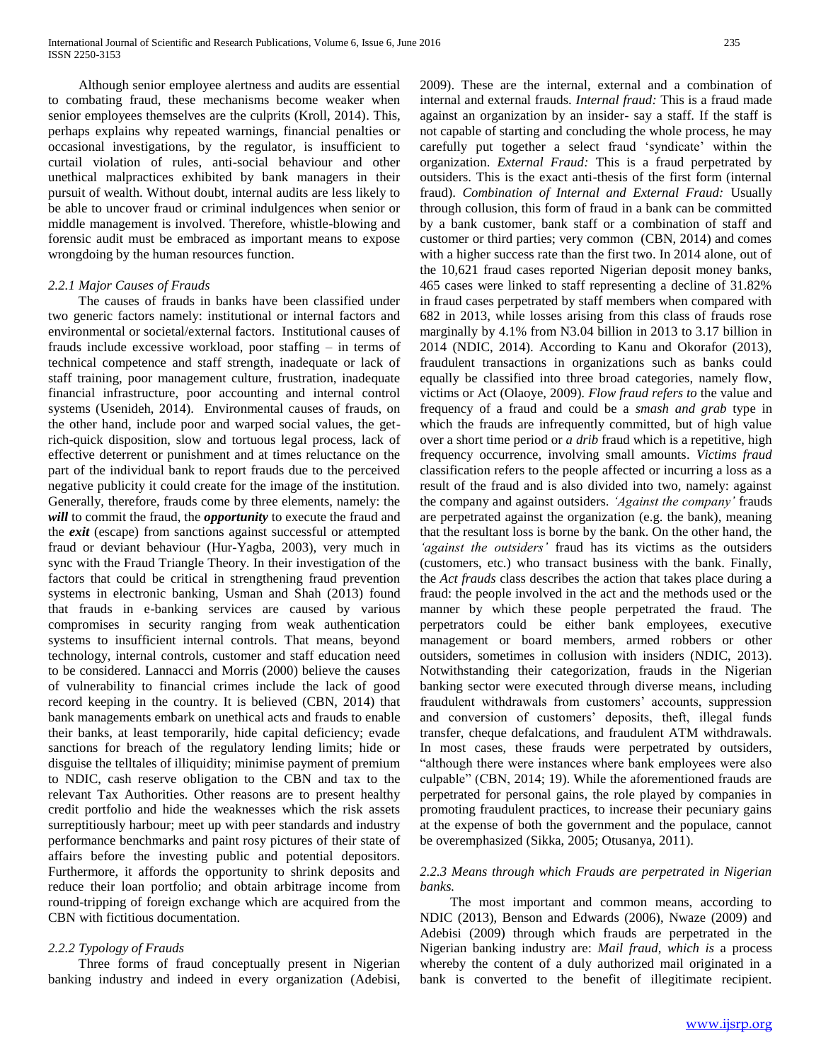Although senior employee alertness and audits are essential to combating fraud, these mechanisms become weaker when senior employees themselves are the culprits (Kroll, 2014). This, perhaps explains why repeated warnings, financial penalties or occasional investigations, by the regulator, is insufficient to curtail violation of rules, anti-social behaviour and other unethical malpractices exhibited by bank managers in their pursuit of wealth. Without doubt, internal audits are less likely to be able to uncover fraud or criminal indulgences when senior or middle management is involved. Therefore, whistle-blowing and forensic audit must be embraced as important means to expose wrongdoing by the human resources function.

### *2.2.1 Major Causes of Frauds*

The causes of frauds in banks have been classified under two generic factors namely: institutional or internal factors and environmental or societal/external factors. Institutional causes of frauds include excessive workload, poor staffing – in terms of technical competence and staff strength, inadequate or lack of staff training, poor management culture, frustration, inadequate financial infrastructure, poor accounting and internal control systems (Usenideh, 2014). Environmental causes of frauds, on the other hand, include poor and warped social values, the get-rich-quick disposition, slow and tortuous legal process, lack of effective deterrent or punishment and at times reluctance on the part of the individual bank to report frauds due to the perceived negative publicity it could create for the image of the institution. Generally, therefore, frauds come by three elements, namely: the ***will*** to commit the fraud, the ***opportunity*** to execute the fraud and the ***exit*** (escape) from sanctions against successful or attempted fraud or deviant behaviour (Hur-Yagba, 2003), very much in sync with the Fraud Triangle Theory. In their investigation of the factors that could be critical in strengthening fraud prevention systems in electronic banking, Usman and Shah (2013) found that frauds in e-banking services are caused by various compromises in security ranging from weak authentication systems to insufficient internal controls. That means, beyond technology, internal controls, customer and staff education need to be considered. Lannacci and Morris (2000) believe the causes of vulnerability to financial crimes include the lack of good record keeping in the country. It is believed (CBN, 2014) that bank managements embark on unethical acts and frauds to enable their banks, at least temporarily, hide capital deficiency; evade sanctions for breach of the regulatory lending limits; hide or disguise the telltales of illiquidity; minimise payment of premium to NDIC, cash reserve obligation to the CBN and tax to the relevant Tax Authorities. Other reasons are to present healthy credit portfolio and hide the weaknesses which the risk assets surreptitiously harbour; meet up with peer standards and industry performance benchmarks and paint rosy pictures of their state of affairs before the investing public and potential depositors. Furthermore, it affords the opportunity to shrink deposits and reduce their loan portfolio; and obtain arbitrage income from round-tripping of foreign exchange which are acquired from the CBN with fictitious documentation.

### *2.2.2 Typology of Frauds*

Three forms of fraud conceptually present in Nigerian banking industry and indeed in every organization (Adebisi, 2009). These are the internal, external and a combination of internal and external frauds. *Internal fraud:* This is a fraud made against an organization by an insider- say a staff. If the staff is not capable of starting and concluding the whole process, he may carefully put together a select fraud 'syndicate' within the organization. *External Fraud:* This is a fraud perpetrated by outsiders. This is the exact anti-thesis of the first form (internal fraud). *Combination of Internal and External Fraud:* Usually through collusion, this form of fraud in a bank can be committed by a bank customer, bank staff or a combination of staff and customer or third parties; very common (CBN, 2014) and comes with a higher success rate than the first two. In 2014 alone, out of the 10,621 fraud cases reported Nigerian deposit money banks, 465 cases were linked to staff representing a decline of 31.82% in fraud cases perpetrated by staff members when compared with 682 in 2013, while losses arising from this class of frauds rose marginally by 4.1% from N3.04 billion in 2013 to 3.17 billion in 2014 (NDIC, 2014). According to Kanu and Okorafor (2013), fraudulent transactions in organizations such as banks could equally be classified into three broad categories, namely flow, victims or Act (Olaoye, 2009). *Flow fraud refers to* the value and frequency of a fraud and could be a *smash and grab* type in which the frauds are infrequently committed, but of high value over a short time period or *a drib* fraud which is a repetitive, high frequency occurrence, involving small amounts. *Victims fraud* classification refers to the people affected or incurring a loss as a result of the fraud and is also divided into two, namely: against the company and against outsiders. *'Against the company'* frauds are perpetrated against the organization (e.g. the bank), meaning that the resultant loss is borne by the bank. On the other hand, the *'against the outsiders'* fraud has its victims as the outsiders (customers, etc.) who transact business with the bank. Finally, the *Act frauds* class describes the action that takes place during a fraud: the people involved in the act and the methods used or the manner by which these people perpetrated the fraud. The perpetrators could be either bank employees, executive management or board members, armed robbers or other outsiders, sometimes in collusion with insiders (NDIC, 2013). Notwithstanding their categorization, frauds in the Nigerian banking sector were executed through diverse means, including fraudulent withdrawals from customers' accounts, suppression and conversion of customers' deposits, theft, illegal funds transfer, cheque defalcations, and fraudulent ATM withdrawals. In most cases, these frauds were perpetrated by outsiders, "although there were instances where bank employees were also culpable" (CBN, 2014; 19). While the aforementioned frauds are perpetrated for personal gains, the role played by companies in promoting fraudulent practices, to increase their pecuniary gains at the expense of both the government and the populace, cannot be overemphasized (Sikka, 2005; Otusanya, 2011).

### *2.2.3 Means through which Frauds are perpetrated in Nigerian banks.*

The most important and common means, according to NDIC (2013), Benson and Edwards (2006), Nwaze (2009) and Adebisi (2009) through which frauds are perpetrated in the Nigerian banking industry are: *Mail fraud, which is* a process whereby the content of a duly authorized mail originated in a bank is converted to the benefit of illegitimate recipient.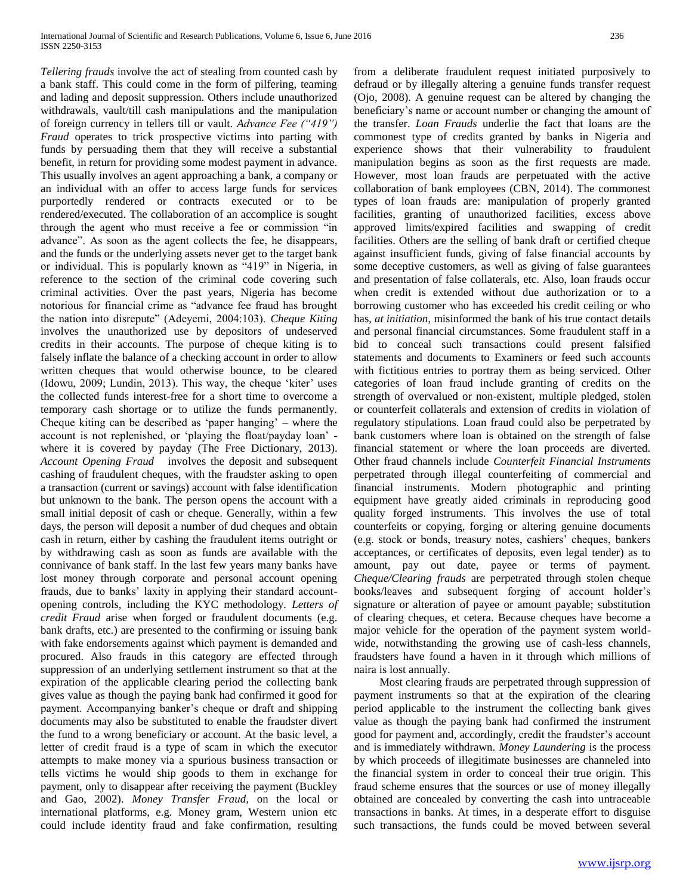*Tellering frauds* involve the act of stealing from counted cash by a bank staff. This could come in the form of pilfering, teaming and lading and deposit suppression. Others include unauthorized withdrawals, vault/till cash manipulations and the manipulation of foreign currency in tellers till or vault. *Advance Fee ("419") Fraud* operates to trick prospective victims into parting with funds by persuading them that they will receive a substantial benefit, in return for providing some modest payment in advance. This usually involves an agent approaching a bank, a company or an individual with an offer to access large funds for services purportedly rendered or contracts executed or to be rendered/executed. The collaboration of an accomplice is sought through the agent who must receive a fee or commission "in advance". As soon as the agent collects the fee, he disappears, and the funds or the underlying assets never get to the target bank or individual. This is popularly known as "419" in Nigeria, in reference to the section of the criminal code covering such criminal activities. Over the past years, Nigeria has become notorious for financial crime as "advance fee fraud has brought the nation into disrepute" (Adeyemi, 2004:103). *Cheque Kiting* involves the unauthorized use by depositors of undeserved credits in their accounts. The purpose of cheque kiting is to falsely inflate the balance of a checking account in order to allow written cheques that would otherwise bounce, to be cleared (Idowu, 2009; Lundin, 2013). This way, the cheque 'kiter' uses the collected funds interest-free for a short time to overcome a temporary cash shortage or to utilize the funds permanently. Cheque kiting can be described as 'paper hanging' – where the account is not replenished, or 'playing the float/payday loan' - where it is covered by payday (The Free Dictionary, 2013). *Account Opening Fraud* involves the deposit and subsequent cashing of fraudulent cheques, with the fraudster asking to open a transaction (current or savings) account with false identification but unknown to the bank. The person opens the account with a small initial deposit of cash or cheque. Generally, within a few days, the person will deposit a number of dud cheques and obtain cash in return, either by cashing the fraudulent items outright or by withdrawing cash as soon as funds are available with the connivance of bank staff. In the last few years many banks have lost money through corporate and personal account opening frauds, due to banks' laxity in applying their standard account-opening controls, including the KYC methodology. *Letters of credit Fraud* arise when forged or fraudulent documents (e.g. bank drafts, etc.) are presented to the confirming or issuing bank with fake endorsements against which payment is demanded and procured. Also frauds in this category are effected through suppression of an underlying settlement instrument so that at the expiration of the applicable clearing period the collecting bank gives value as though the paying bank had confirmed it good for payment. Accompanying banker's cheque or draft and shipping documents may also be substituted to enable the fraudster divert the fund to a wrong beneficiary or account. At the basic level, a letter of credit fraud is a type of scam in which the executor attempts to make money via a spurious business transaction or tells victims he would ship goods to them in exchange for payment, only to disappear after receiving the payment (Buckley and Gao, 2002). *Money Transfer Fraud,* on the local or international platforms, e.g. Money gram, Western union etc could include identity fraud and fake confirmation, resulting from a deliberate fraudulent request initiated purposively to defraud or by illegally altering a genuine funds transfer request (Ojo, 2008). A genuine request can be altered by changing the beneficiary's name or account number or changing the amount of the transfer. *Loan Frauds* underlie the fact that loans are the commonest type of credits granted by banks in Nigeria and experience shows that their vulnerability to fraudulent manipulation begins as soon as the first requests are made. However, most loan frauds are perpetuated with the active collaboration of bank employees (CBN, 2014). The commonest types of loan frauds are: manipulation of properly granted facilities, granting of unauthorized facilities, excess above approved limits/expired facilities and swapping of credit facilities. Others are the selling of bank draft or certified cheque against insufficient funds, giving of false financial accounts by some deceptive customers, as well as giving of false guarantees and presentation of false collaterals, etc. Also, loan frauds occur when credit is extended without due authorization or to a borrowing customer who has exceeded his credit ceiling or who has, *at initiation*, misinformed the bank of his true contact details and personal financial circumstances. Some fraudulent staff in a bid to conceal such transactions could present falsified statements and documents to Examiners or feed such accounts with fictitious entries to portray them as being serviced. Other categories of loan fraud include granting of credits on the strength of overvalued or non-existent, multiple pledged, stolen or counterfeit collaterals and extension of credits in violation of regulatory stipulations. Loan fraud could also be perpetrated by bank customers where loan is obtained on the strength of false financial statement or where the loan proceeds are diverted. Other fraud channels include *Counterfeit Financial Instruments* perpetrated through illegal counterfeiting of commercial and financial instruments. Modern photographic and printing equipment have greatly aided criminals in reproducing good quality forged instruments. This involves the use of total counterfeits or copying, forging or altering genuine documents (e.g. stock or bonds, treasury notes, cashiers' cheques, bankers acceptances, or certificates of deposits, even legal tender) as to amount, pay out date, payee or terms of payment. *Cheque/Clearing frauds* are perpetrated through stolen cheque books/leaves and subsequent forging of account holder's signature or alteration of payee or amount payable; substitution of clearing cheques, et cetera. Because cheques have become a major vehicle for the operation of the payment system world-wide, notwithstanding the growing use of cash-less channels, fraudsters have found a haven in it through which millions of naira is lost annually.

Most clearing frauds are perpetrated through suppression of payment instruments so that at the expiration of the clearing period applicable to the instrument the collecting bank gives value as though the paying bank had confirmed the instrument good for payment and, accordingly, credit the fraudster's account and is immediately withdrawn. *Money Laundering* is the process by which proceeds of illegitimate businesses are channeled into the financial system in order to conceal their true origin. This fraud scheme ensures that the sources or use of money illegally obtained are concealed by converting the cash into untraceable transactions in banks. At times, in a desperate effort to disguise such transactions, the funds could be moved between several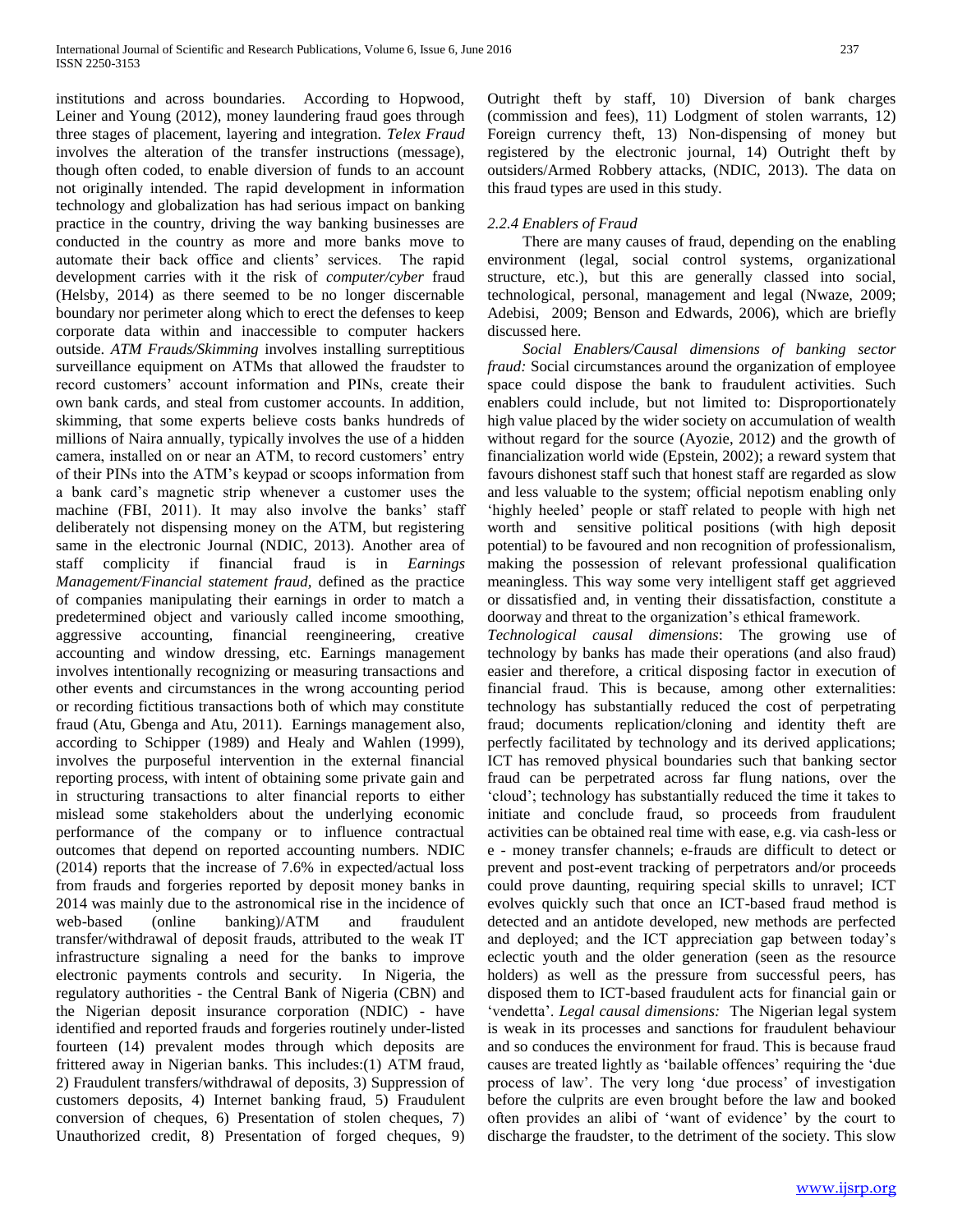institutions and across boundaries. According to Hopwood, Leiner and Young (2012), money laundering fraud goes through three stages of placement, layering and integration. *Telex Fraud* involves the alteration of the transfer instructions (message), though often coded, to enable diversion of funds to an account not originally intended. The rapid development in information technology and globalization has had serious impact on banking practice in the country, driving the way banking businesses are conducted in the country as more and more banks move to automate their back office and clients' services. The rapid development carries with it the risk of *computer/cyber* fraud (Helsby, 2014) as there seemed to be no longer discernable boundary nor perimeter along which to erect the defenses to keep corporate data within and inaccessible to computer hackers outside. *ATM Frauds/Skimming* involves installing surreptitious surveillance equipment on ATMs that allowed the fraudster to record customers' account information and PINs, create their own bank cards, and steal from customer accounts. In addition, skimming, that some experts believe costs banks hundreds of millions of Naira annually, typically involves the use of a hidden camera, installed on or near an ATM, to record customers' entry of their PINs into the ATM's keypad or scoops information from a bank card's magnetic strip whenever a customer uses the machine (FBI, 2011). It may also involve the banks' staff deliberately not dispensing money on the ATM, but registering same in the electronic Journal (NDIC, 2013). Another area of staff complicity if financial fraud is in *Earnings Management/Financial statement fraud*, defined as the practice of companies manipulating their earnings in order to match a predetermined object and variously called income smoothing, aggressive accounting, financial reengineering, creative accounting and window dressing, etc. Earnings management involves intentionally recognizing or measuring transactions and other events and circumstances in the wrong accounting period or recording fictitious transactions both of which may constitute fraud (Atu, Gbenga and Atu, 2011). Earnings management also, according to Schipper (1989) and Healy and Wahlen (1999), involves the purposeful intervention in the external financial reporting process, with intent of obtaining some private gain and in structuring transactions to alter financial reports to either mislead some stakeholders about the underlying economic performance of the company or to influence contractual outcomes that depend on reported accounting numbers. NDIC (2014) reports that the increase of 7.6% in expected/actual loss from frauds and forgeries reported by deposit money banks in 2014 was mainly due to the astronomical rise in the incidence of web-based (online banking)/ATM and fraudulent transfer/withdrawal of deposit frauds, attributed to the weak IT infrastructure signaling a need for the banks to improve electronic payments controls and security. In Nigeria, the regulatory authorities - the Central Bank of Nigeria (CBN) and the Nigerian deposit insurance corporation (NDIC) - have identified and reported frauds and forgeries routinely under-listed fourteen (14) prevalent modes through which deposits are frittered away in Nigerian banks. This includes:(1) ATM fraud, 2) Fraudulent transfers/withdrawal of deposits, 3) Suppression of customers deposits, 4) Internet banking fraud, 5) Fraudulent conversion of cheques, 6) Presentation of stolen cheques, 7) Unauthorized credit, 8) Presentation of forged cheques, 9) Outright theft by staff, 10) Diversion of bank charges (commission and fees), 11) Lodgment of stolen warrants, 12) Foreign currency theft, 13) Non-dispensing of money but registered by the electronic journal, 14) Outright theft by outsiders/Armed Robbery attacks, (NDIC, 2013). The data on this fraud types are used in this study.

### *2.2.4 Enablers of Fraud*

There are many causes of fraud, depending on the enabling environment (legal, social control systems, organizational structure, etc.), but this are generally classed into social, technological, personal, management and legal (Nwaze, 2009; Adebisi, 2009; Benson and Edwards, 2006), which are briefly discussed here.

*Social Enablers/Causal dimensions of banking sector fraud:* Social circumstances around the organization of employee space could dispose the bank to fraudulent activities. Such enablers could include, but not limited to: Disproportionately high value placed by the wider society on accumulation of wealth without regard for the source (Ayozie, 2012) and the growth of financialization world wide (Epstein, 2002); a reward system that favours dishonest staff such that honest staff are regarded as slow and less valuable to the system; official nepotism enabling only 'highly heeled' people or staff related to people with high net worth and sensitive political positions (with high deposit potential) to be favoured and non recognition of professionalism, making the possession of relevant professional qualification meaningless. This way some very intelligent staff get aggrieved or dissatisfied and, in venting their dissatisfaction, constitute a doorway and threat to the organization's ethical framework.

*Technological causal dimensions*: The growing use of technology by banks has made their operations (and also fraud) easier and therefore, a critical disposing factor in execution of financial fraud. This is because, among other externalities: technology has substantially reduced the cost of perpetrating fraud; documents replication/cloning and identity theft are perfectly facilitated by technology and its derived applications; ICT has removed physical boundaries such that banking sector fraud can be perpetrated across far flung nations, over the 'cloud'; technology has substantially reduced the time it takes to initiate and conclude fraud, so proceeds from fraudulent activities can be obtained real time with ease, e.g. via cash-less or e - money transfer channels; e-frauds are difficult to detect or prevent and post-event tracking of perpetrators and/or proceeds could prove daunting, requiring special skills to unravel; ICT evolves quickly such that once an ICT-based fraud method is detected and an antidote developed, new methods are perfected and deployed; and the ICT appreciation gap between today's eclectic youth and the older generation (seen as the resource holders) as well as the pressure from successful peers, has disposed them to ICT-based fraudulent acts for financial gain or 'vendetta'. *Legal causal dimensions:* The Nigerian legal system is weak in its processes and sanctions for fraudulent behaviour and so conduces the environment for fraud. This is because fraud causes are treated lightly as 'bailable offences' requiring the 'due process of law'. The very long 'due process' of investigation before the culprits are even brought before the law and booked often provides an alibi of 'want of evidence' by the court to discharge the fraudster, to the detriment of the society. This slow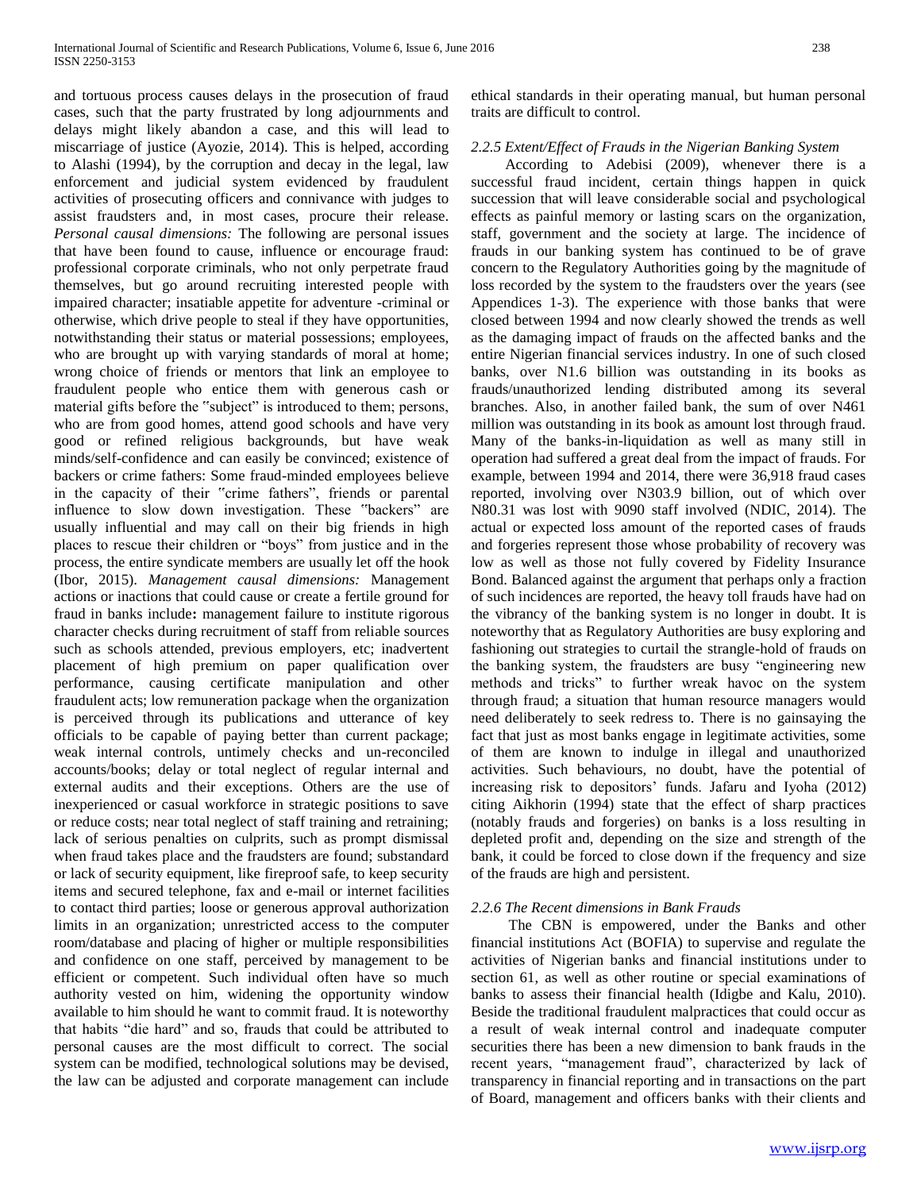and tortuous process causes delays in the prosecution of fraud cases, such that the party frustrated by long adjournments and delays might likely abandon a case, and this will lead to miscarriage of justice (Ayozie, 2014). This is helped, according to Alashi (1994), by the corruption and decay in the legal, law enforcement and judicial system evidenced by fraudulent activities of prosecuting officers and connivance with judges to assist fraudsters and, in most cases, procure their release. *Personal causal dimensions:* The following are personal issues that have been found to cause, influence or encourage fraud: professional corporate criminals, who not only perpetrate fraud themselves, but go around recruiting interested people with impaired character; insatiable appetite for adventure -criminal or otherwise, which drive people to steal if they have opportunities, notwithstanding their status or material possessions; employees, who are brought up with varying standards of moral at home; wrong choice of friends or mentors that link an employee to fraudulent people who entice them with generous cash or material gifts before the "subject" is introduced to them; persons, who are from good homes, attend good schools and have very good or refined religious backgrounds, but have weak minds/self-confidence and can easily be convinced; existence of backers or crime fathers: Some fraud-minded employees believe in the capacity of their "crime fathers", friends or parental influence to slow down investigation. These "backers" are usually influential and may call on their big friends in high places to rescue their children or "boys" from justice and in the process, the entire syndicate members are usually let off the hook (Ibor, 2015). *Management causal dimensions:* Management actions or inactions that could cause or create a fertile ground for fraud in banks include**:** management failure to institute rigorous character checks during recruitment of staff from reliable sources such as schools attended, previous employers, etc; inadvertent placement of high premium on paper qualification over performance, causing certificate manipulation and other fraudulent acts; low remuneration package when the organization is perceived through its publications and utterance of key officials to be capable of paying better than current package; weak internal controls, untimely checks and un-reconciled accounts/books; delay or total neglect of regular internal and external audits and their exceptions. Others are the use of inexperienced or casual workforce in strategic positions to save or reduce costs; near total neglect of staff training and retraining; lack of serious penalties on culprits, such as prompt dismissal when fraud takes place and the fraudsters are found; substandard or lack of security equipment, like fireproof safe, to keep security items and secured telephone, fax and e-mail or internet facilities to contact third parties; loose or generous approval authorization limits in an organization; unrestricted access to the computer room/database and placing of higher or multiple responsibilities and confidence on one staff, perceived by management to be efficient or competent. Such individual often have so much authority vested on him, widening the opportunity window available to him should he want to commit fraud. It is noteworthy that habits "die hard" and so, frauds that could be attributed to personal causes are the most difficult to correct. The social system can be modified, technological solutions may be devised, the law can be adjusted and corporate management can include ethical standards in their operating manual, but human personal traits are difficult to control.

### *2.2.5 Extent/Effect of Frauds in the Nigerian Banking System*

According to Adebisi (2009), whenever there is a successful fraud incident, certain things happen in quick succession that will leave considerable social and psychological effects as painful memory or lasting scars on the organization, staff, government and the society at large. The incidence of frauds in our banking system has continued to be of grave concern to the Regulatory Authorities going by the magnitude of loss recorded by the system to the fraudsters over the years (see Appendices 1-3). The experience with those banks that were closed between 1994 and now clearly showed the trends as well as the damaging impact of frauds on the affected banks and the entire Nigerian financial services industry. In one of such closed banks, over N1.6 billion was outstanding in its books as frauds/unauthorized lending distributed among its several branches. Also, in another failed bank, the sum of over N461 million was outstanding in its book as amount lost through fraud. Many of the banks-in-liquidation as well as many still in operation had suffered a great deal from the impact of frauds. For example, between 1994 and 2014, there were 36,918 fraud cases reported, involving over N303.9 billion, out of which over N80.31 was lost with 9090 staff involved (NDIC, 2014). The actual or expected loss amount of the reported cases of frauds and forgeries represent those whose probability of recovery was low as well as those not fully covered by Fidelity Insurance Bond. Balanced against the argument that perhaps only a fraction of such incidences are reported, the heavy toll frauds have had on the vibrancy of the banking system is no longer in doubt. It is noteworthy that as Regulatory Authorities are busy exploring and fashioning out strategies to curtail the strangle-hold of frauds on the banking system, the fraudsters are busy "engineering new methods and tricks" to further wreak havoc on the system through fraud; a situation that human resource managers would need deliberately to seek redress to. There is no gainsaying the fact that just as most banks engage in legitimate activities, some of them are known to indulge in illegal and unauthorized activities. Such behaviours, no doubt, have the potential of increasing risk to depositors' funds. Jafaru and Iyoha (2012) citing Aikhorin (1994) state that the effect of sharp practices (notably frauds and forgeries) on banks is a loss resulting in depleted profit and, depending on the size and strength of the bank, it could be forced to close down if the frequency and size of the frauds are high and persistent.

### *2.2.6 The Recent dimensions in Bank Frauds*

The CBN is empowered, under the Banks and other financial institutions Act (BOFIA) to supervise and regulate the activities of Nigerian banks and financial institutions under to section 61, as well as other routine or special examinations of banks to assess their financial health (Idigbe and Kalu, 2010). Beside the traditional fraudulent malpractices that could occur as a result of weak internal control and inadequate computer securities there has been a new dimension to bank frauds in the recent years, "management fraud", characterized by lack of transparency in financial reporting and in transactions on the part of Board, management and officers banks with their clients and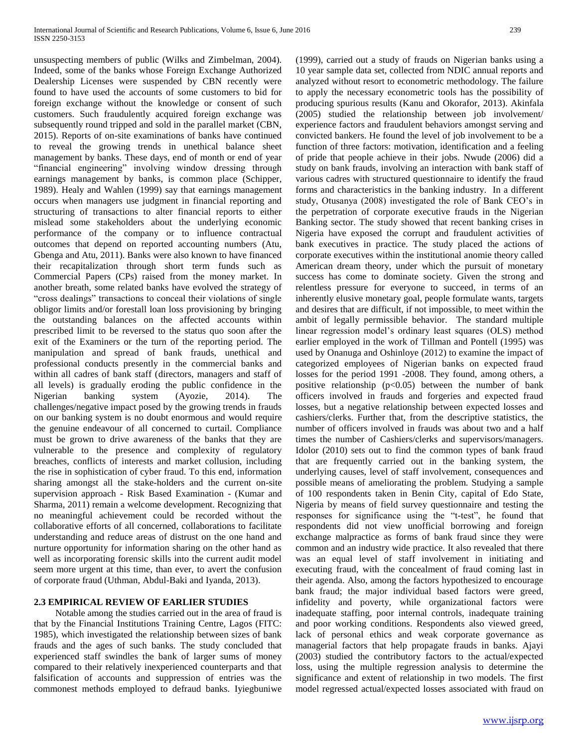unsuspecting members of public (Wilks and Zimbelman, 2004). Indeed, some of the banks whose Foreign Exchange Authorized Dealership Licenses were suspended by CBN recently were found to have used the accounts of some customers to bid for foreign exchange without the knowledge or consent of such customers. Such fraudulently acquired foreign exchange was subsequently round tripped and sold in the parallel market (CBN, 2015). Reports of on-site examinations of banks have continued to reveal the growing trends in unethical balance sheet management by banks. These days, end of month or end of year "financial engineering" involving window dressing through earnings management by banks, is common place (Schipper, 1989). Healy and Wahlen (1999) say that earnings management occurs when managers use judgment in financial reporting and structuring of transactions to alter financial reports to either mislead some stakeholders about the underlying economic performance of the company or to influence contractual outcomes that depend on reported accounting numbers (Atu, Gbenga and Atu, 2011). Banks were also known to have financed their recapitalization through short term funds such as Commercial Papers (CPs) raised from the money market. In another breath, some related banks have evolved the strategy of "cross dealings" transactions to conceal their violations of single obligor limits and/or forestall loan loss provisioning by bringing the outstanding balances on the affected accounts within prescribed limit to be reversed to the status quo soon after the exit of the Examiners or the turn of the reporting period. The manipulation and spread of bank frauds, unethical and professional conducts presently in the commercial banks and within all cadres of bank staff (directors, managers and staff of all levels) is gradually eroding the public confidence in the Nigerian banking system (Ayozie, 2014). The challenges/negative impact posed by the growing trends in frauds on our banking system is no doubt enormous and would require the genuine endeavour of all concerned to curtail. Compliance must be grown to drive awareness of the banks that they are vulnerable to the presence and complexity of regulatory breaches, conflicts of interests and market collusion, including the rise in sophistication of cyber fraud. To this end, information sharing amongst all the stake-holders and the current on-site supervision approach - Risk Based Examination - (Kumar and Sharma, 2011) remain a welcome development. Recognizing that no meaningful achievement could be recorded without the collaborative efforts of all concerned, collaborations to facilitate understanding and reduce areas of distrust on the one hand and nurture opportunity for information sharing on the other hand as well as incorporating forensic skills into the current audit model seem more urgent at this time, than ever, to avert the confusion of corporate fraud (Uthman, Abdul-Baki and Iyanda, 2013).

## 2.3 EMPIRICAL REVIEW OF EARLIER STUDIES

Notable among the studies carried out in the area of fraud is that by the Financial Institutions Training Centre, Lagos (FITC: 1985), which investigated the relationship between sizes of bank frauds and the ages of such banks. The study concluded that experienced staff swindles the bank of larger sums of money compared to their relatively inexperienced counterparts and that falsification of accounts and suppression of entries was the commonest methods employed to defraud banks. Iyiegbuniwe (1999), carried out a study of frauds on Nigerian banks using a 10 year sample data set, collected from NDIC annual reports and analyzed without resort to econometric methodology. The failure to apply the necessary econometric tools has the possibility of producing spurious results (Kanu and Okorafor, 2013). Akinfala (2005) studied the relationship between job involvement/ experience factors and fraudulent behaviors amongst serving and convicted bankers. He found the level of job involvement to be a function of three factors: motivation, identification and a feeling of pride that people achieve in their jobs. Nwude (2006) did a study on bank frauds, involving an interaction with bank staff of various cadres with structured questionnaire to identify the fraud forms and characteristics in the banking industry. In a different study, Otusanya (2008) investigated the role of Bank CEO's in the perpetration of corporate executive frauds in the Nigerian Banking sector. The study showed that recent banking crises in Nigeria have exposed the corrupt and fraudulent activities of bank executives in practice. The study placed the actions of corporate executives within the institutional anomie theory called American dream theory, under which the pursuit of monetary success has come to dominate society. Given the strong and relentless pressure for everyone to succeed, in terms of an inherently elusive monetary goal, people formulate wants, targets and desires that are difficult, if not impossible, to meet within the ambit of legally permissible behavior. The standard multiple linear regression model's ordinary least squares (OLS) method earlier employed in the work of Tillman and Pontell (1995) was used by Onanuga and Oshinloye (2012) to examine the impact of categorized employees of Nigerian banks on expected fraud losses for the period 1991 -2008. They found, among others, a positive relationship ($p<0.05$) between the number of bank officers involved in frauds and forgeries and expected fraud losses, but a negative relationship between expected losses and cashiers/clerks. Further that, from the descriptive statistics, the number of officers involved in frauds was about two and a half times the number of Cashiers/clerks and supervisors/managers. Idolor (2010) sets out to find the common types of bank fraud that are frequently carried out in the banking system, the underlying causes, level of staff involvement, consequences and possible means of ameliorating the problem. Studying a sample of 100 respondents taken in Benin City, capital of Edo State, Nigeria by means of field survey questionnaire and testing the responses for significance using the "t-test", he found that respondents did not view unofficial borrowing and foreign exchange malpractice as forms of bank fraud since they were common and an industry wide practice. It also revealed that there was an equal level of staff involvement in initiating and executing fraud, with the concealment of fraud coming last in their agenda. Also, among the factors hypothesized to encourage bank fraud; the major individual based factors were greed, infidelity and poverty, while organizational factors were inadequate staffing, poor internal controls, inadequate training and poor working conditions. Respondents also viewed greed, lack of personal ethics and weak corporate governance as managerial factors that help propagate frauds in banks. Ajayi (2003) studied the contributory factors to the actual/expected loss, using the multiple regression analysis to determine the significance and extent of relationship in two models. The first model regressed actual/expected losses associated with fraud on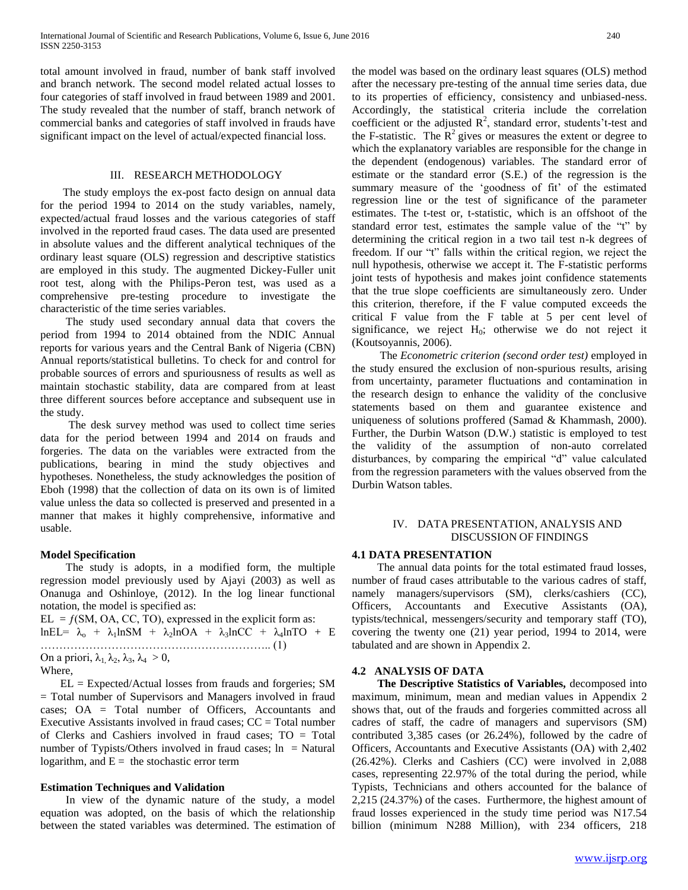total amount involved in fraud, number of bank staff involved and branch network. The second model related actual losses to four categories of staff involved in fraud between 1989 and 2001. The study revealed that the number of staff, branch network of commercial banks and categories of staff involved in frauds have significant impact on the level of actual/expected financial loss.

## III. RESEARCH METHODOLOGY

The study employs the ex-post facto design on annual data for the period 1994 to 2014 on the study variables, namely, expected/actual fraud losses and the various categories of staff involved in the reported fraud cases. The data used are presented in absolute values and the different analytical techniques of the ordinary least square (OLS) regression and descriptive statistics are employed in this study. The augmented Dickey-Fuller unit root test, along with the Philips-Peron test, was used as a comprehensive pre-testing procedure to investigate the characteristic of the time series variables.

The study used secondary annual data that covers the period from 1994 to 2014 obtained from the NDIC Annual reports for various years and the Central Bank of Nigeria (CBN) Annual reports/statistical bulletins. To check for and control for probable sources of errors and spuriousness of results as well as maintain stochastic stability, data are compared from at least three different sources before acceptance and subsequent use in the study.

The desk survey method was used to collect time series data for the period between 1994 and 2014 on frauds and forgeries. The data on the variables were extracted from the publications, bearing in mind the study objectives and hypotheses. Nonetheless, the study acknowledges the position of Eboh (1998) that the collection of data on its own is of limited value unless the data so collected is preserved and presented in a manner that makes it highly comprehensive, informative and usable.

### Model Specification

The study is adopts, in a modified form, the multiple regression model previously used by Ajayi (2003) as well as Onanuga and Oshinloye, (2012). In the log linear functional notation, the model is specified as:

$EL = f(SM, OA, CC, TO)$, expressed in the explicit form as:

$$\ln EL = \lambda_o + \lambda_1 \ln SM + \lambda_2 \ln OA + \lambda_3 \ln CC + \lambda_4 \ln TO + E \quad \ldots\ldots (1)$$

On a priori, $\lambda_1, \lambda_2, \lambda_3, \lambda_4 > 0$,

Where,

EL = Expected/Actual losses from frauds and forgeries; SM = Total number of Supervisors and Managers involved in fraud cases; OA = Total number of Officers, Accountants and Executive Assistants involved in fraud cases; CC = Total number of Clerks and Cashiers involved in fraud cases; TO = Total number of Typists/Others involved in fraud cases; ln = Natural logarithm, and E = the stochastic error term

### Estimation Techniques and Validation

In view of the dynamic nature of the study, a model equation was adopted, on the basis of which the relationship between the stated variables was determined. The estimation of the model was based on the ordinary least squares (OLS) method after the necessary pre-testing of the annual time series data, due to its properties of efficiency, consistency and unbiased-ness. Accordingly, the statistical criteria include the correlation coefficient or the adjusted $R^2$, standard error, students't-test and the F-statistic. The $R^2$ gives or measures the extent or degree to which the explanatory variables are responsible for the change in the dependent (endogenous) variables. The standard error of estimate or the standard error (S.E.) of the regression is the summary measure of the 'goodness of fit' of the estimated regression line or the test of significance of the parameter estimates. The t-test or, t-statistic, which is an offshoot of the standard error test, estimates the sample value of the "t" by determining the critical region in a two tail test n-k degrees of freedom. If our "t" falls within the critical region, we reject the null hypothesis, otherwise we accept it. The F-statistic performs joint tests of hypothesis and makes joint confidence statements that the true slope coefficients are simultaneously zero. Under this criterion, therefore, if the F value computed exceeds the critical F value from the F table at 5 per cent level of significance, we reject $H_0$; otherwise we do not reject it (Koutsoyannis, 2006).

The *Econometric criterion (second order test)* employed in the study ensured the exclusion of non-spurious results, arising from uncertainty, parameter fluctuations and contamination in the research design to enhance the validity of the conclusive statements based on them and guarantee existence and uniqueness of solutions proffered (Samad & Khammash, 2000). Further, the Durbin Watson (D.W.) statistic is employed to test the validity of the assumption of non-auto correlated disturbances, by comparing the empirical "d" value calculated from the regression parameters with the values observed from the Durbin Watson tables.

## IV. DATA PRESENTATION, ANALYSIS AND DISCUSSION OF FINDINGS

### 4.1 DATA PRESENTATION

The annual data points for the total estimated fraud losses, number of fraud cases attributable to the various cadres of staff, namely managers/supervisors (SM), clerks/cashiers (CC), Officers, Accountants and Executive Assistants (OA), typists/technical, messengers/security and temporary staff (TO), covering the twenty one (21) year period, 1994 to 2014, were tabulated and are shown in Appendix 2.

### 4.2 ANALYSIS OF DATA

**The Descriptive Statistics of Variables,** decomposed into maximum, minimum, mean and median values in Appendix 2 shows that, out of the frauds and forgeries committed across all cadres of staff, the cadre of managers and supervisors (SM) contributed 3,385 cases (or 26.24%), followed by the cadre of Officers, Accountants and Executive Assistants (OA) with 2,402 (26.42%). Clerks and Cashiers (CC) were involved in 2,088 cases, representing 22.97% of the total during the period, while Typists, Technicians and others accounted for the balance of 2,215 (24.37%) of the cases. Furthermore, the highest amount of fraud losses experienced in the study time period was N17.54 billion (minimum N288 Million), with 234 officers, 218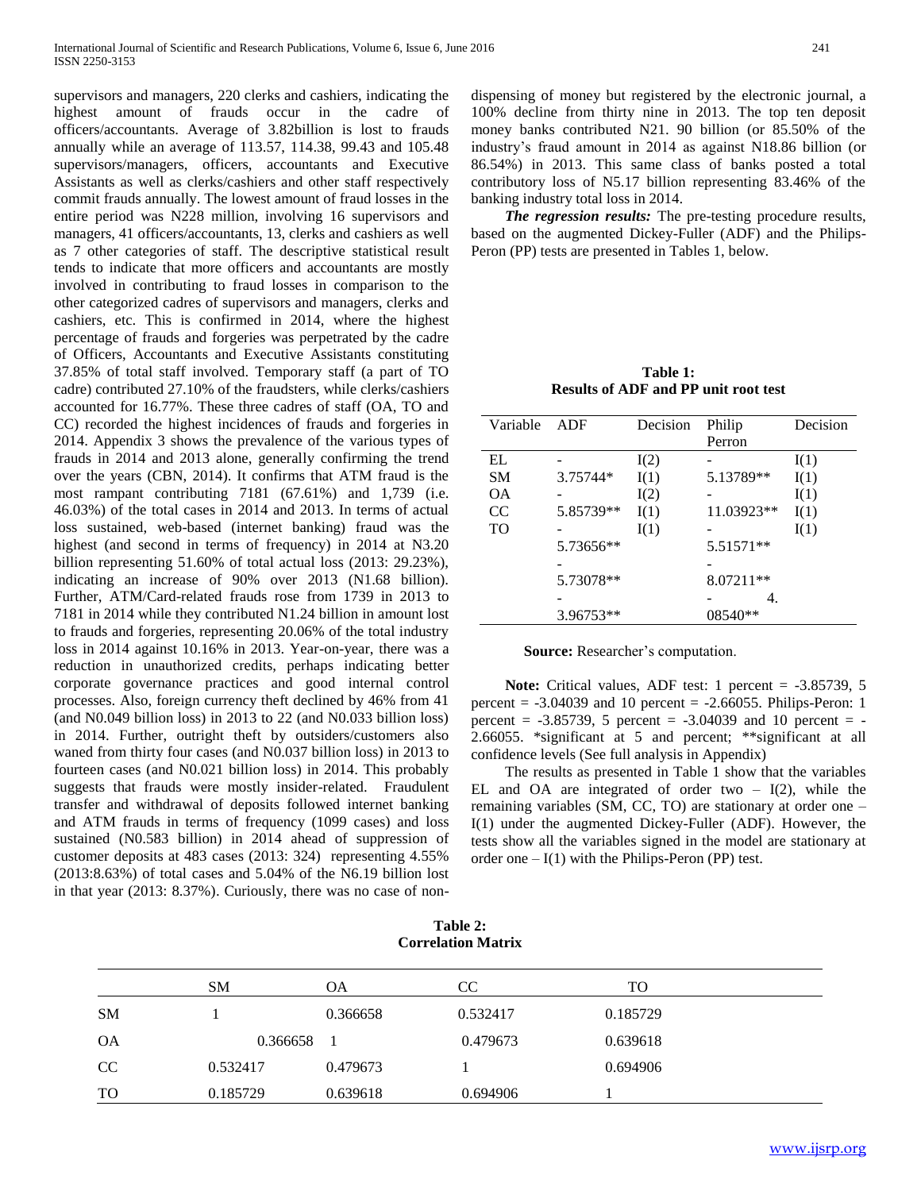supervisors and managers, 220 clerks and cashiers, indicating the highest amount of frauds occur in the cadre of officers/accountants. Average of 3.82billion is lost to frauds annually while an average of 113.57, 114.38, 99.43 and 105.48 supervisors/managers, officers, accountants and Executive Assistants as well as clerks/cashiers and other staff respectively commit frauds annually. The lowest amount of fraud losses in the entire period was N228 million, involving 16 supervisors and managers, 41 officers/accountants, 13, clerks and cashiers as well as 7 other categories of staff. The descriptive statistical result tends to indicate that more officers and accountants are mostly involved in contributing to fraud losses in comparison to the other categorized cadres of supervisors and managers, clerks and cashiers, etc. This is confirmed in 2014, where the highest percentage of frauds and forgeries was perpetrated by the cadre of Officers, Accountants and Executive Assistants constituting 37.85% of total staff involved. Temporary staff (a part of TO cadre) contributed 27.10% of the fraudsters, while clerks/cashiers accounted for 16.77%. These three cadres of staff (OA, TO and CC) recorded the highest incidences of frauds and forgeries in 2014. Appendix 3 shows the prevalence of the various types of frauds in 2014 and 2013 alone, generally confirming the trend over the years (CBN, 2014). It confirms that ATM fraud is the most rampant contributing 7181 (67.61%) and 1,739 (i.e. 46.03%) of the total cases in 2014 and 2013. In terms of actual loss sustained, web-based (internet banking) fraud was the highest (and second in terms of frequency) in 2014 at N3.20 billion representing 51.60% of total actual loss (2013: 29.23%), indicating an increase of 90% over 2013 (N1.68 billion). Further, ATM/Card-related frauds rose from 1739 in 2013 to 7181 in 2014 while they contributed N1.24 billion in amount lost to frauds and forgeries, representing 20.06% of the total industry loss in 2014 against 10.16% in 2013. Year-on-year, there was a reduction in unauthorized credits, perhaps indicating better corporate governance practices and good internal control processes. Also, foreign currency theft declined by 46% from 41 (and N0.049 billion loss) in 2013 to 22 (and N0.033 billion loss) in 2014. Further, outright theft by outsiders/customers also waned from thirty four cases (and N0.037 billion loss) in 2013 to fourteen cases (and N0.021 billion loss) in 2014. This probably suggests that frauds were mostly insider-related. Fraudulent transfer and withdrawal of deposits followed internet banking and ATM frauds in terms of frequency (1099 cases) and loss sustained (N0.583 billion) in 2014 ahead of suppression of customer deposits at 483 cases (2013: 324) representing 4.55% (2013:8.63%) of total cases and 5.04% of the N6.19 billion lost in that year (2013: 8.37%). Curiously, there was no case of non-dispensing of money but registered by the electronic journal, a 100% decline from thirty nine in 2013. The top ten deposit money banks contributed N21. 90 billion (or 85.50% of the industry's fraud amount in 2014 as against N18.86 billion (or 86.54%) in 2013. This same class of banks posted a total contributory loss of N5.17 billion representing 83.46% of the banking industry total loss in 2014.

***The regression results:*** The pre-testing procedure results, based on the augmented Dickey-Fuller (ADF) and the Philips-Peron (PP) tests are presented in Tables 1, below.

**Table 1:**
**Results of ADF and PP unit root test**

| Variable | ADF | Decision | Philip Perron | Decision |
|---|---|---|---|---|
| EL | - | I(2) | - | I(1) |
| SM | 3.75744* | I(1) | 5.13789** | I(1) |
| OA | - | I(2) | - | I(1) |
| CC | 5.85739** | I(1) | 11.03923** | I(1) |
| TO | - | I(1) | - | I(1) |
| | 5.73656** | | 5.51571** | |
| | - | | - | |
| | 5.73078** | | 8.07211** | |
| | - | | - 4. | |
| | 3.96753** | | 08540** | |

**Source:** Researcher's computation.

**Note:** Critical values, ADF test: 1 percent = -3.85739, 5 percent = -3.04039 and 10 percent = -2.66055. Philips-Peron: 1 percent = -3.85739, 5 percent = -3.04039 and 10 percent = -2.66055. *significant at 5 and percent; **significant at all confidence levels (See full analysis in Appendix)

The results as presented in Table 1 show that the variables EL and OA are integrated of order two – I(2), while the remaining variables (SM, CC, TO) are stationary at order one – I(1) under the augmented Dickey-Fuller (ADF). However, the tests show all the variables signed in the model are stationary at order one – I(1) with the Philips-Peron (PP) test.

**Table 2:**
**Correlation Matrix**

| | SM | OA | CC | TO |
|---|---|---|---|---|
| SM | 1 | 0.366658 | 0.532417 | 0.185729 |
| OA | 0.366658 | 1 | 0.479673 | 0.639618 |
| CC | 0.532417 | 0.479673 | 1 | 0.694906 |
| TO | 0.185729 | 0.639618 | 0.694906 | 1 |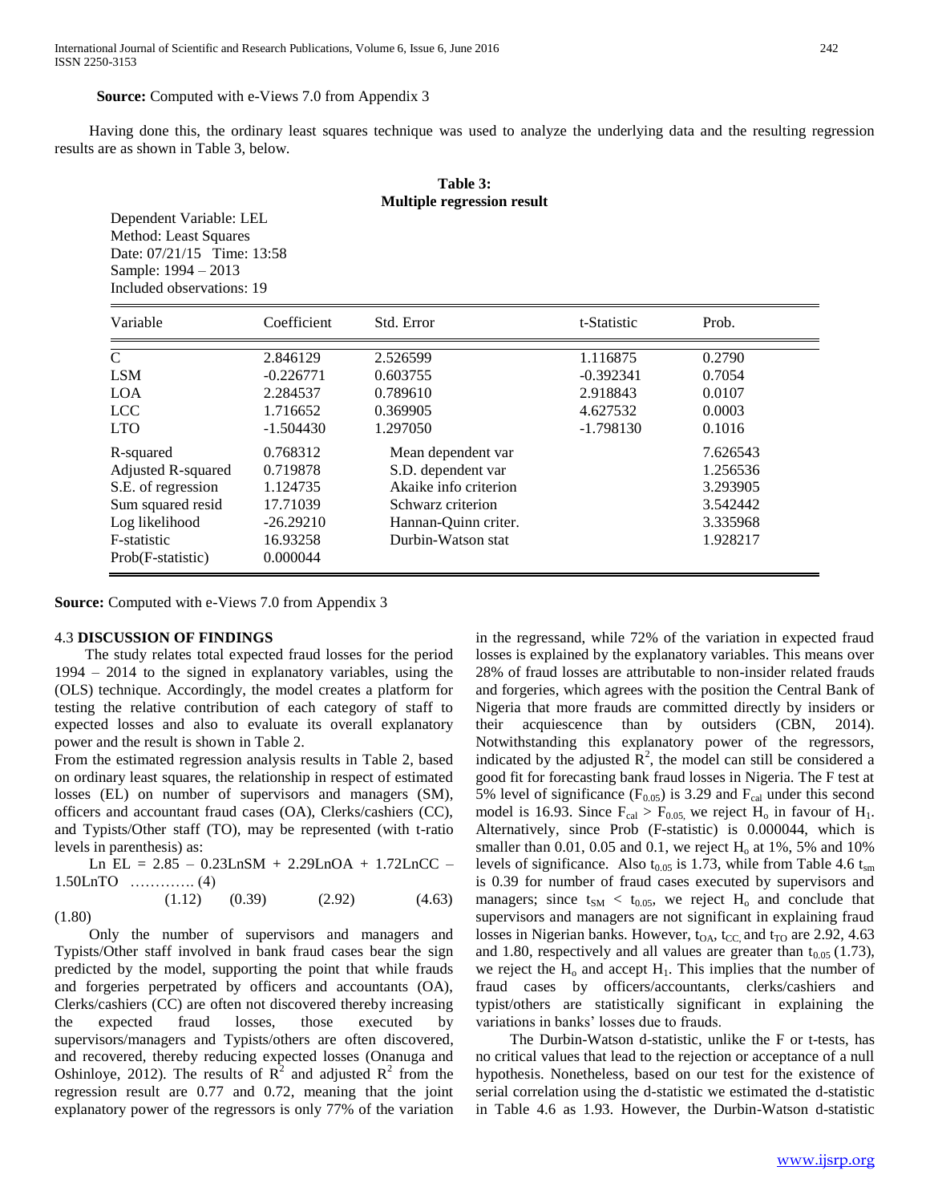**Source:** Computed with e-Views 7.0 from Appendix 3

Having done this, the ordinary least squares technique was used to analyze the underlying data and the resulting regression results are as shown in Table 3, below.

**Table 3:**
**Multiple regression result**

Dependent Variable: LEL
Method: Least Squares
Date: 07/21/15 Time: 13:58
Sample: 1994 – 2013
Included observations: 19

| Variable | Coefficient | Std. Error | t-Statistic | Prob. |
|---|---|---|---|---|
| C | 2.846129 | 2.526599 | 1.116875 | 0.2790 |
| LSM | -0.226771 | 0.603755 | -0.392341 | 0.7054 |
| LOA | 2.284537 | 0.789610 | 2.918843 | 0.0107 |
| LCC | 1.716652 | 0.369905 | 4.627532 | 0.0003 |
| LTO | -1.504430 | 1.297050 | -1.798130 | 0.1016 |
| R-squared | 0.768312 | Mean dependent var | | 7.626543 |
| Adjusted R-squared | 0.719878 | S.D. dependent var | | 1.256536 |
| S.E. of regression | 1.124735 | Akaike info criterion | | 3.293905 |
| Sum squared resid | 17.71039 | Schwarz criterion | | 3.542442 |
| Log likelihood | -26.29210 | Hannan-Quinn criter. | | 3.335968 |
| F-statistic | 16.93258 | Durbin-Watson stat | | 1.928217 |
| Prob(F-statistic) | 0.000044 | | | |

**Source:** Computed with e-Views 7.0 from Appendix 3

### 4.3 DISCUSSION OF FINDINGS

The study relates total expected fraud losses for the period 1994 – 2014 to the signed in explanatory variables, using the (OLS) technique. Accordingly, the model creates a platform for testing the relative contribution of each category of staff to expected losses and also to evaluate its overall explanatory power and the result is shown in Table 2.

From the estimated regression analysis results in Table 2, based on ordinary least squares, the relationship in respect of estimated losses (EL) on number of supervisors and managers (SM), officers and accountant fraud cases (OA), Clerks/cashiers (CC), and Typists/Other staff (TO), may be represented (with t-ratio levels in parenthesis) as:

$$\text{Ln EL} = 2.85 - 0.23\text{LnSM} + 2.29\text{LnOA} + 1.72\text{LnCC} - 1.50\text{LnTO} \quad \ldots\ldots\ldots\ldots (4)$$

$$(1.12) \qquad (0.39) \qquad (2.92) \qquad (4.63) \qquad (1.80)$$

Only the number of supervisors and managers and Typists/Other staff involved in bank fraud cases bear the sign predicted by the model, supporting the point that while frauds and forgeries perpetrated by officers and accountants (OA), Clerks/cashiers (CC) are often not discovered thereby increasing the expected fraud losses, those executed by supervisors/managers and Typists/others are often discovered, and recovered, thereby reducing expected losses (Onanuga and Oshinloye, 2012). The results of $R^2$ and adjusted $R^2$ from the regression result are 0.77 and 0.72, meaning that the joint explanatory power of the regressors is only 77% of the variation in the regressand, while 72% of the variation in expected fraud losses is explained by the explanatory variables. This means over 28% of fraud losses are attributable to non-insider related frauds and forgeries, which agrees with the position the Central Bank of Nigeria that more frauds are committed directly by insiders or their acquiescence than by outsiders (CBN, 2014). Notwithstanding this explanatory power of the regressors, indicated by the adjusted $R^2$, the model can still be considered a good fit for forecasting bank fraud losses in Nigeria. The F test at 5% level of significance ($F_{0.05}$) is 3.29 and $F_{cal}$ under this second model is 16.93. Since $F_{cal} > F_{0.05}$, we reject $H_o$ in favour of $H_1$. Alternatively, since Prob (F-statistic) is 0.000044, which is smaller than 0.01, 0.05 and 0.1, we reject $H_o$ at 1%, 5% and 10% levels of significance. Also $t_{0.05}$ is 1.73, while from Table 4.6 $t_{sm}$ is 0.39 for number of fraud cases executed by supervisors and managers; since $t_{SM} < t_{0.05}$, we reject $H_o$ and conclude that supervisors and managers are not significant in explaining fraud losses in Nigerian banks. However, $t_{OA}$, $t_{CC}$ and $t_{TO}$ are 2.92, 4.63 and 1.80, respectively and all values are greater than $t_{0.05}$ (1.73), we reject the $H_o$ and accept $H_1$. This implies that the number of fraud cases by officers/accountants, clerks/cashiers and typist/others are statistically significant in explaining the variations in banks' losses due to frauds.

The Durbin-Watson d-statistic, unlike the F or t-tests, has no critical values that lead to the rejection or acceptance of a null hypothesis. Nonetheless, based on our test for the existence of serial correlation using the d-statistic we estimated the d-statistic in Table 4.6 as 1.93. However, the Durbin-Watson d-statistic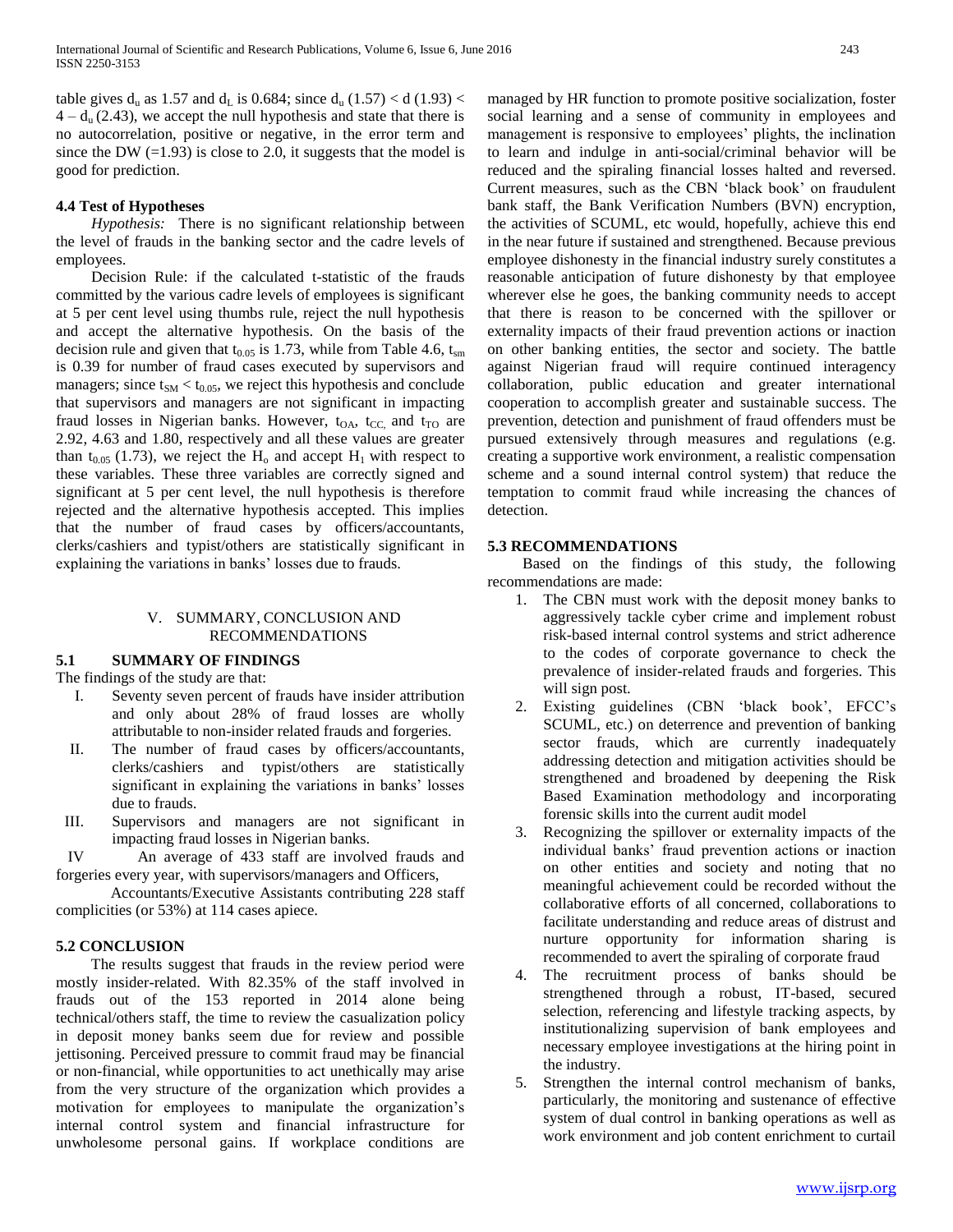table gives $d_u$ as 1.57 and $d_L$ is 0.684; since $d_u$ (1.57) < d (1.93) < $4 - d_u$ (2.43), we accept the null hypothesis and state that there is no autocorrelation, positive or negative, in the error term and since the DW (=1.93) is close to 2.0, it suggests that the model is good for prediction.

### 4.4 Test of Hypotheses

*Hypothesis:* There is no significant relationship between the level of frauds in the banking sector and the cadre levels of employees.

Decision Rule: if the calculated t-statistic of the frauds committed by the various cadre levels of employees is significant at 5 per cent level using thumbs rule, reject the null hypothesis and accept the alternative hypothesis. On the basis of the decision rule and given that $t_{0.05}$ is 1.73, while from Table 4.6, $t_{sm}$ is 0.39 for number of fraud cases executed by supervisors and managers; since $t_{SM} < t_{0.05}$, we reject this hypothesis and conclude that supervisors and managers are not significant in impacting fraud losses in Nigerian banks. However, $t_{OA}$, $t_{CC,}$ and $t_{TO}$ are 2.92, 4.63 and 1.80, respectively and all these values are greater than $t_{0.05}$ (1.73), we reject the $H_o$ and accept $H_1$ with respect to these variables. These three variables are correctly signed and significant at 5 per cent level, the null hypothesis is therefore rejected and the alternative hypothesis accepted. This implies that the number of fraud cases by officers/accountants, clerks/cashiers and typist/others are statistically significant in explaining the variations in banks' losses due to frauds.

## V. SUMMARY, CONCLUSION AND RECOMMENDATIONS

### 5.1 SUMMARY OF FINDINGS

The findings of the study are that:

I. Seventy seven percent of frauds have insider attribution and only about 28% of fraud losses are wholly attributable to non-insider related frauds and forgeries.

II. The number of fraud cases by officers/accountants, clerks/cashiers and typist/others are statistically significant in explaining the variations in banks' losses due to frauds.

III. Supervisors and managers are not significant in impacting fraud losses in Nigerian banks.

IV An average of 433 staff are involved frauds and forgeries every year, with supervisors/managers and Officers, Accountants/Executive Assistants contributing 228 staff complicities (or 53%) at 114 cases apiece.

### 5.2 CONCLUSION

The results suggest that frauds in the review period were mostly insider-related. With 82.35% of the staff involved in frauds out of the 153 reported in 2014 alone being technical/others staff, the time to review the casualization policy in deposit money banks seem due for review and possible jettisoning. Perceived pressure to commit fraud may be financial or non-financial, while opportunities to act unethically may arise from the very structure of the organization which provides a motivation for employees to manipulate the organization's internal control system and financial infrastructure for unwholesome personal gains. If workplace conditions are managed by HR function to promote positive socialization, foster social learning and a sense of community in employees and management is responsive to employees' plights, the inclination to learn and indulge in anti-social/criminal behavior will be reduced and the spiraling financial losses halted and reversed. Current measures, such as the CBN 'black book' on fraudulent bank staff, the Bank Verification Numbers (BVN) encryption, the activities of SCUML, etc would, hopefully, achieve this end in the near future if sustained and strengthened. Because previous employee dishonesty in the financial industry surely constitutes a reasonable anticipation of future dishonesty by that employee wherever else he goes, the banking community needs to accept that there is reason to be concerned with the spillover or externality impacts of their fraud prevention actions or inaction on other banking entities, the sector and society. The battle against Nigerian fraud will require continued interagency collaboration, public education and greater international cooperation to accomplish greater and sustainable success. The prevention, detection and punishment of fraud offenders must be pursued extensively through measures and regulations (e.g. creating a supportive work environment, a realistic compensation scheme and a sound internal control system) that reduce the temptation to commit fraud while increasing the chances of detection.

### 5.3 RECOMMENDATIONS

Based on the findings of this study, the following recommendations are made:

1. The CBN must work with the deposit money banks to aggressively tackle cyber crime and implement robust risk-based internal control systems and strict adherence to the codes of corporate governance to check the prevalence of insider-related frauds and forgeries. This will sign post.
2. Existing guidelines (CBN 'black book', EFCC's SCUML, etc.) on deterrence and prevention of banking sector frauds, which are currently inadequately addressing detection and mitigation activities should be strengthened and broadened by deepening the Risk Based Examination methodology and incorporating forensic skills into the current audit model
3. Recognizing the spillover or externality impacts of the individual banks' fraud prevention actions or inaction on other entities and society and noting that no meaningful achievement could be recorded without the collaborative efforts of all concerned, collaborations to facilitate understanding and reduce areas of distrust and nurture opportunity for information sharing is recommended to avert the spiraling of corporate fraud
4. The recruitment process of banks should be strengthened through a robust, IT-based, secured selection, referencing and lifestyle tracking aspects, by institutionalizing supervision of bank employees and necessary employee investigations at the hiring point in the industry.
5. Strengthen the internal control mechanism of banks, particularly, the monitoring and sustenance of effective system of dual control in banking operations as well as work environment and job content enrichment to curtail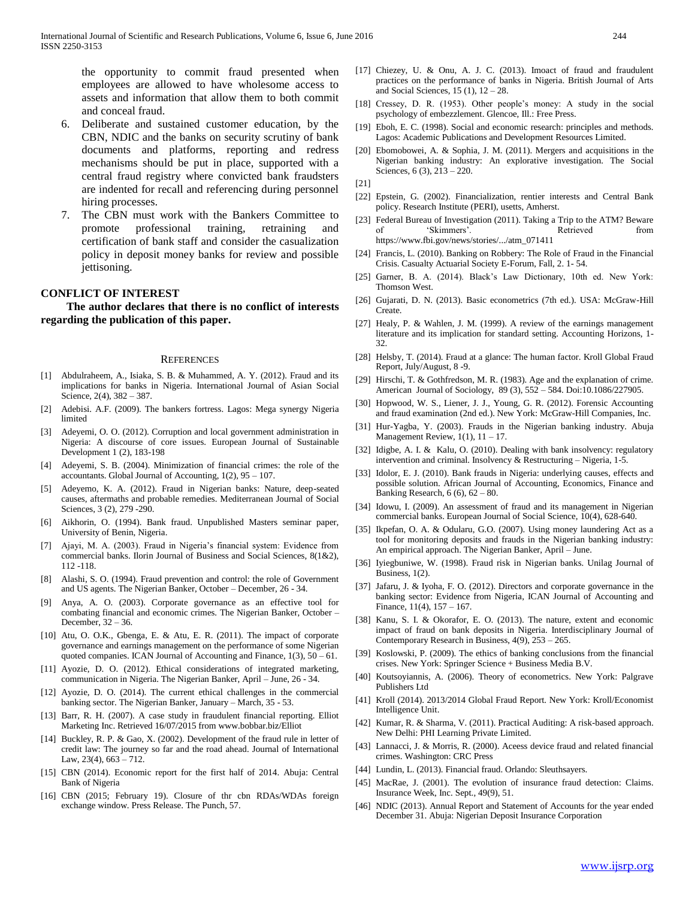the opportunity to commit fraud presented when employees are allowed to have wholesome access to assets and information that allow them to both commit and conceal fraud.

6. Deliberate and sustained customer education, by the CBN, NDIC and the banks on security scrutiny of bank documents and platforms, reporting and redress mechanisms should be put in place, supported with a central fraud registry where convicted bank fraudsters are indented for recall and referencing during personnel hiring processes.
7. The CBN must work with the Bankers Committee to promote professional training, retraining and certification of bank staff and consider the casualization policy in deposit money banks for review and possible jettisoning.

## CONFLICT OF INTEREST

**The author declares that there is no conflict of interests regarding the publication of this paper.**

## REFERENCES

[1] Abdulraheem, A., Isiaka, S. B. & Muhammed, A. Y. (2012). Fraud and its implications for banks in Nigeria. International Journal of Asian Social Science, 2(4), 382 – 387.

[2] Adebisi. A.F. (2009). The bankers fortress. Lagos: Mega synergy Nigeria limited

[3] Adeyemi, O. O. (2012). Corruption and local government administration in Nigeria: A discourse of core issues. European Journal of Sustainable Development 1 (2), 183-198

[4] Adeyemi, S. B. (2004). Minimization of financial crimes: the role of the accountants. Global Journal of Accounting, 1(2), 95 – 107.

[5] Adeyemo, K. A. (2012). Fraud in Nigerian banks: Nature, deep-seated causes, aftermaths and probable remedies. Mediterranean Journal of Social Sciences, 3 (2), 279 -290.

[6] Aikhorin, O. (1994). Bank fraud. Unpublished Masters seminar paper, University of Benin, Nigeria.

[7] Ajayi, M. A. (2003). Fraud in Nigeria's financial system: Evidence from commercial banks. Ilorin Journal of Business and Social Sciences, 8(1&2), 112 -118.

[8] Alashi, S. O. (1994). Fraud prevention and control: the role of Government and US agents. The Nigerian Banker, October – December, 26 - 34.

[9] Anya, A. O. (2003). Corporate governance as an effective tool for combating financial and economic crimes. The Nigerian Banker, October – December, 32 – 36.

[10] Atu, O. O.K., Gbenga, E. & Atu, E. R. (2011). The impact of corporate governance and earnings management on the performance of some Nigerian quoted companies. ICAN Journal of Accounting and Finance, 1(3), 50 – 61.

[11] Ayozie, D. O. (2012). Ethical considerations of integrated marketing, communication in Nigeria. The Nigerian Banker, April – June, 26 - 34.

[12] Ayozie, D. O. (2014). The current ethical challenges in the commercial banking sector. The Nigerian Banker, January – March, 35 - 53.

[13] Barr, R. H. (2007). A case study in fraudulent financial reporting. Elliot Marketing Inc. Retrieved 16/07/2015 from www.bobbar.biz/Elliot

[14] Buckley, R. P. & Gao, X. (2002). Development of the fraud rule in letter of credit law: The journey so far and the road ahead. Journal of International Law, 23(4), 663 – 712.

[15] CBN (2014). Economic report for the first half of 2014. Abuja: Central Bank of Nigeria

[16] CBN (2015; February 19). Closure of thr cbn RDAs/WDAs foreign exchange window. Press Release. The Punch, 57.

[17] Chiezey, U. & Onu, A. J. C. (2013). Imoact of fraud and fraudulent practices on the performance of banks in Nigeria. British Journal of Arts and Social Sciences, 15 (1), 12 – 28.

[18] Cressey, D. R. (1953). Other people's money: A study in the social psychology of embezzlement. Glencoe, Ill.: Free Press.

[19] Eboh, E. C. (1998). Social and economic research: principles and methods. Lagos: Academic Publications and Development Resources Limited.

[20] Ebomobowei, A. & Sophia, J. M. (2011). Mergers and acquisitions in the Nigerian banking industry: An explorative investigation. The Social Sciences, 6 (3), 213 – 220.

[21]

[22] Epstein, G. (2002). Financialization, rentier interests and Central Bank policy. Research Institute (PERI), usetts, Amherst.

[23] Federal Bureau of Investigation (2011). Taking a Trip to the ATM? Beware of 'Skimmers'. Retrieved from https://www.fbi.gov/news/stories/.../atm_071411

[24] Francis, L. (2010). Banking on Robbery: The Role of Fraud in the Financial Crisis. Casualty Actuarial Society E-Forum, Fall, 2. 1- 54.

[25] Garner, B. A. (2014). Black's Law Dictionary, 10th ed. New York: Thomson West.

[26] Gujarati, D. N. (2013). Basic econometrics (7th ed.). USA: McGraw-Hill Create.

[27] Healy, P. & Wahlen, J. M. (1999). A review of the earnings management literature and its implication for standard setting. Accounting Horizons, 1-32.

[28] Helsby, T. (2014). Fraud at a glance: The human factor. Kroll Global Fraud Report, July/August, 8 -9.

[29] Hirschi, T. & Gothfredson, M. R. (1983). Age and the explanation of crime. American Journal of Sociology, 89 (3), 552 – 584. Doi:10.1086/227905.

[30] Hopwood, W. S., Liener, J. J., Young, G. R. (2012). Forensic Accounting and fraud examination (2nd ed.). New York: McGraw-Hill Companies, Inc.

[31] Hur-Yagba, Y. (2003). Frauds in the Nigerian banking industry. Abuja Management Review, 1(1), 11 – 17.

[32] Idigbe, A. I. & Kalu, O. (2010). Dealing with bank insolvency: regulatory intervention and criminal. Insolvency & Restructuring – Nigeria, 1-5.

[33] Idolor, E. J. (2010). Bank frauds in Nigeria: underlying causes, effects and possible solution. African Journal of Accounting, Economics, Finance and Banking Research, 6 (6), 62 – 80.

[34] Idowu, I. (2009). An assessment of fraud and its management in Nigerian commercial banks. European Journal of Social Science, 10(4), 628-640.

[35] Ikpefan, O. A. & Odularu, G.O. (2007). Using money laundering Act as a tool for monitoring deposits and frauds in the Nigerian banking industry: An empirical approach. The Nigerian Banker, April – June.

[36] Iyiegbuniwe, W. (1998). Fraud risk in Nigerian banks. Unilag Journal of Business, 1(2).

[37] Jafaru, J. & Iyoha, F. O. (2012). Directors and corporate governance in the banking sector: Evidence from Nigeria, ICAN Journal of Accounting and Finance, 11(4), 157 – 167.

[38] Kanu, S. I. & Okorafor, E. O. (2013). The nature, extent and economic impact of fraud on bank deposits in Nigeria. Interdisciplinary Journal of Contemporary Research in Business, 4(9), 253 – 265.

[39] Koslowski, P. (2009). The ethics of banking conclusions from the financial crises. New York: Springer Science + Business Media B.V.

[40] Koutsoyiannis, A. (2006). Theory of econometrics. New York: Palgrave Publishers Ltd

[41] Kroll (2014). 2013/2014 Global Fraud Report. New York: Kroll/Economist Intelligence Unit.

[42] Kumar, R. & Sharma, V. (2011). Practical Auditing: A risk-based approach. New Delhi: PHI Learning Private Limited.

[43] Lannacci, J. & Morris, R. (2000). Aceess device fraud and related financial crimes. Washington: CRC Press

[44] Lundin, L. (2013). Financial fraud. Orlando: Sleuthsayers.

[45] MacRae, J. (2001). The evolution of insurance fraud detection: Claims. Insurance Week, Inc. Sept., 49(9), 51.

[46] NDIC (2013). Annual Report and Statement of Accounts for the year ended December 31. Abuja: Nigerian Deposit Insurance Corporation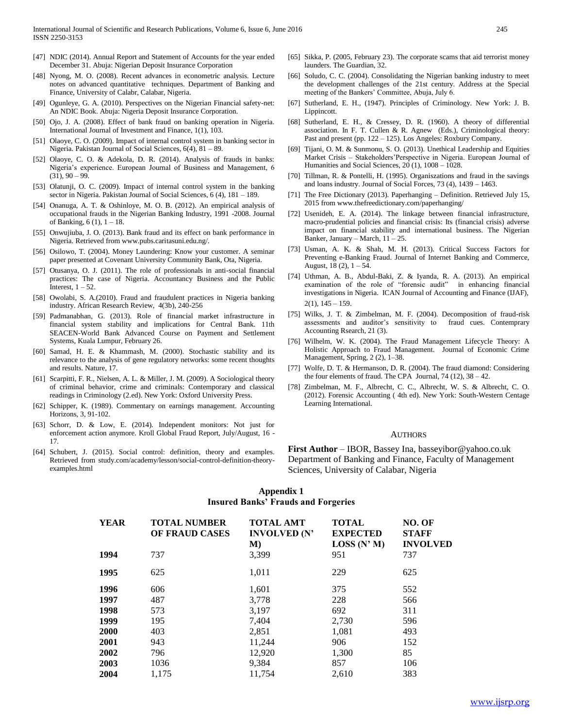[47] NDIC (2014). Annual Report and Statement of Accounts for the year ended December 31. Abuja: Nigerian Deposit Insurance Corporation

[48] Nyong, M. O. (2008). Recent advances in econometric analysis. Lecture notes on advanced quantitative techniques. Department of Banking and Finance, University of Calabr, Calabar, Nigeria.

[49] Ogunleye, G. A. (2010). Perspectives on the Nigerian Financial safety-net: An NDIC Book. Abuja: Nigeria Deposit Insurance Corporation.

[50] Ojo, J. A. (2008). Effect of bank fraud on banking operation in Nigeria. International Journal of Investment and Finance, 1(1), 103.

[51] Olaoye, C. O. (2009). Impact of internal control system in banking sector in Nigeria. Pakistan Journal of Social Sciences, 6(4), 81 – 89.

[52] Olaoye, C. O. & Adekola, D. R. (2014). Analysis of frauds in banks: Nigeria's experience. European Journal of Business and Management, 6 (31), 90 – 99.

[53] Olatunji, O. C. (2009). Impact of internal control system in the banking sector in Nigeria. Pakistan Journal of Social Sciences, 6 (4), 181 – 189.

[54] Onanuga, A. T. & Oshinloye, M. O. B. (2012). An empirical analysis of occupational frauds in the Nigerian Banking Industry, 1991 -2008. Journal of Banking, 6 (1), 1 – 18.

[55] Onwujiuba, J. O. (2013). Bank fraud and its effect on bank performance in Nigeria. Retrieved from www.pubs.caritasuni.edu.ng/.

[56] Osilowo, T. (2004). Money Laundering: Know your customer. A seminar paper presented at Covenant University Community Bank, Ota, Nigeria.

[57] Otusanya, O. J. (2011). The role of professionals in anti-social financial practices: The case of Nigeria. Accountancy Business and the Public Interest, 1 – 52.

[58] Owolabi, S. A.(2010). Fraud and fraudulent practices in Nigeria banking industry. African Research Review, 4(3b), 240-256

[59] Padmanabhan, G. (2013). Role of financial market infrastructure in financial system stability and implications for Central Bank. 11th SEACEN-World Bank Advanced Course on Payment and Settlement Systems, Kuala Lumpur, February 26.

[60] Samad, H. E. & Khammash, M. (2000). Stochastic stability and its relevance to the analysis of gene regulatory networks: some recent thoughts and results. Nature, 17.

[61] Scarpitti, F. R., Nielsen, A. L. & Miller, J. M. (2009). A Sociological theory of criminal behavior, crime and criminals: Contemporary and classical readings in Criminology (2.ed). New York: Oxford University Press.

[62] Schipper, K. (1989). Commentary on earnings management. Accounting Horizons, 3, 91-102.

[63] Schorr, D. & Low, E. (2014). Independent monitors: Not just for enforcement action anymore. Kroll Global Fraud Report, July/August, 16 - 17.

[64] Schubert, J. (2015). Social control: definition, theory and examples. Retrieved from study.com/academy/lesson/social-control-definition-theory-examples.html

[65] Sikka, P. (2005, February 23). The corporate scams that aid terrorist money launders. The Guardian, 32.

[66] Soludo, C. C. (2004). Consolidating the Nigerian banking industry to meet the development challenges of the 21st century. Address at the Special meeting of the Bankers' Committee, Abuja, July 6.

[67] Sutherland, E. H., (1947). Principles of Criminology. New York: J. B. Lippincott.

[68] Sutherland, E. H., & Cressey, D. R. (1960). A theory of differential association. In F. T. Cullen & R. Agnew (Eds.), Criminological theory: Past and present (pp. 122 – 125). Los Angeles: Roxbury Company.

[69] Tijani, O. M. & Sunmonu, S. O. (2013). Unethical Leadership and Equities Market Crisis – Stakeholders'Perspective in Nigeria. European Journal of Humanities and Social Sciences, 20 (1), 1008 – 1028.

[70] Tillman, R. & Pontelli, H. (1995). Organiszations and fraud in the savings and loans industry. Journal of Social Forces, 73 (4), 1439 – 1463.

[71] The Free Dictionary (2013). Paperhanging – Definition. Retrieved July 15, 2015 from www.thefreedictionary.com/paperhanging/

[72] Usenideh, E. A. (2014). The linkage between financial infrastructure, macro-prudential policies and financial crisis: Its (financial crisis) adverse impact on financial stability and international business. The Nigerian Banker, January – March, 11 – 25.

[73] Usman, A. K. & Shah, M. H. (2013). Critical Success Factors for Preventing e-Banking Fraud. Journal of Internet Banking and Commerce, August, 18 (2), 1 – 54.

[74] Uthman, A. B., Abdul-Baki, Z. & Iyanda, R. A. (2013). An empirical examination of the role of "forensic audit" in enhancing financial investigations in Nigeria. ICAN Journal of Accounting and Finance (IJAF), 2(1), 145 – 159.

[75] Wilks, J. T. & Zimbelman, M. F. (2004). Decomposition of fraud-risk assessments and auditor's sensitivity to fraud cues. Contemprary Accounting Rsearch, 21 (3).

[76] Wilhelm, W. K. (2004). The Fraud Management Lifecycle Theory: A Holistic Approach to Fraud Management. Journal of Economic Crime Management, Spring, 2 (2), 1–38.

[77] Wolfe, D. T. & Hermanson, D. R. (2004). The fraud diamond: Considering the four elements of fraud. The CPA Journal, 74 (12), 38 – 42.

[78] Zimbelman, M. F., Albrecht, C. C., Albrecht, W. S. & Albrecht, C. O. (2012). Forensic Accounting ( 4th ed). New York: South-Western Centage Learning International.

## AUTHORS

**First Author** – IBOR, Bassey Ina, basseyibor@yahoo.co.uk Department of Banking and Finance, Faculty of Management Sciences, University of Calabar, Nigeria

## Appendix 1
## Insured Banks' Frauds and Forgeries

| YEAR | TOTAL NUMBER OF FRAUD CASES | TOTAL AMT INVOLVED (N' M) | TOTAL EXPECTED LOSS (N' M) | NO. OF STAFF INVOLVED |
|---|---|---|---|---|
| **1994** | 737 | 3,399 | 951 | 737 |
| **1995** | 625 | 1,011 | 229 | 625 |
| **1996** | 606 | 1,601 | 375 | 552 |
| **1997** | 487 | 3,778 | 228 | 566 |
| **1998** | 573 | 3,197 | 692 | 311 |
| **1999** | 195 | 7,404 | 2,730 | 596 |
| **2000** | 403 | 2,851 | 1,081 | 493 |
| **2001** | 943 | 11,244 | 906 | 152 |
| **2002** | 796 | 12,920 | 1,300 | 85 |
| **2003** | 1036 | 9,384 | 857 | 106 |
| **2004** | 1,175 | 11,754 | 2,610 | 383 |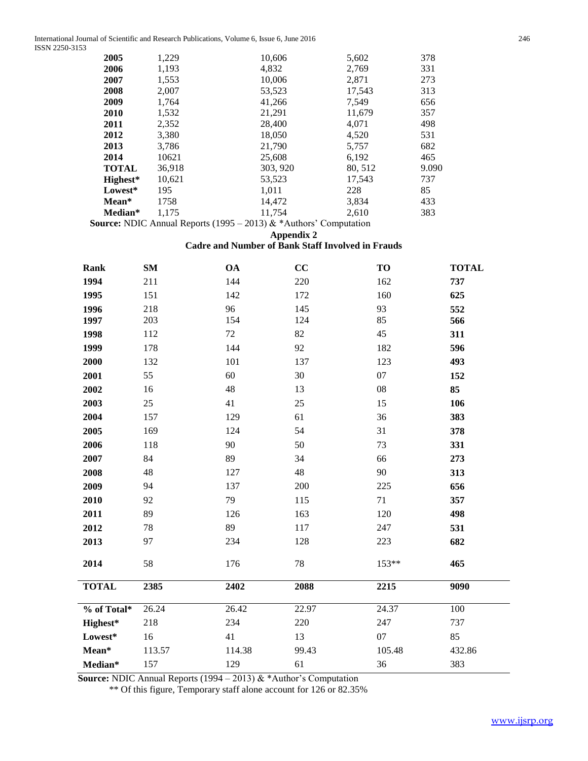| | | | | |
|---|---|---|---|---|
| **2005** | 1,229 | 10,606 | 5,602 | 378 |
| **2006** | 1,193 | 4,832 | 2,769 | 331 |
| **2007** | 1,553 | 10,006 | 2,871 | 273 |
| **2008** | 2,007 | 53,523 | 17,543 | 313 |
| **2009** | 1,764 | 41,266 | 7,549 | 656 |
| **2010** | 1,532 | 21,291 | 11,679 | 357 |
| **2011** | 2,352 | 28,400 | 4,071 | 498 |
| **2012** | 3,380 | 18,050 | 4,520 | 531 |
| **2013** | 3,786 | 21,790 | 5,757 | 682 |
| **2014** | 10621 | 25,608 | 6,192 | 465 |
| **TOTAL** | 36,918 | 303, 920 | 80, 512 | 9.090 |
| **Highest*** | 10,621 | 53,523 | 17,543 | 737 |
| **Lowest*** | 195 | 1,011 | 228 | 85 |
| **Mean*** | 1758 | 14,472 | 3,834 | 433 |
| **Median*** | 1,175 | 11,754 | 2,610 | 383 |

**Source:** NDIC Annual Reports (1995 – 2013) & *Authors' Computation

**Appendix 2**

**Cadre and Number of Bank Staff Involved in Frauds**

| Rank | SM | OA | CC | TO | TOTAL |
|---|---|---|---|---|---|
| **1994** | 211 | 144 | 220 | 162 | **737** |
| **1995** | 151 | 142 | 172 | 160 | **625** |
| **1996** | 218 | 96 | 145 | 93 | **552** |
| **1997** | 203 | 154 | 124 | 85 | **566** |
| **1998** | 112 | 72 | 82 | 45 | **311** |
| **1999** | 178 | 144 | 92 | 182 | **596** |
| **2000** | 132 | 101 | 137 | 123 | **493** |
| **2001** | 55 | 60 | 30 | 07 | **152** |
| **2002** | 16 | 48 | 13 | 08 | **85** |
| **2003** | 25 | 41 | 25 | 15 | **106** |
| **2004** | 157 | 129 | 61 | 36 | **383** |
| **2005** | 169 | 124 | 54 | 31 | **378** |
| **2006** | 118 | 90 | 50 | 73 | **331** |
| **2007** | 84 | 89 | 34 | 66 | **273** |
| **2008** | 48 | 127 | 48 | 90 | **313** |
| **2009** | 94 | 137 | 200 | 225 | **656** |
| **2010** | 92 | 79 | 115 | 71 | **357** |
| **2011** | 89 | 126 | 163 | 120 | **498** |
| **2012** | 78 | 89 | 117 | 247 | **531** |
| **2013** | 97 | 234 | 128 | 223 | **682** |
| **2014** | 58 | 176 | 78 | 153** | **465** |
| **TOTAL** | **2385** | **2402** | **2088** | **2215** | **9090** |
| **% of Total*** | 26.24 | 26.42 | 22.97 | 24.37 | 100 |
| **Highest*** | 218 | 234 | 220 | 247 | 737 |
| **Lowest*** | 16 | 41 | 13 | 07 | 85 |
| **Mean*** | 113.57 | 114.38 | 99.43 | 105.48 | 432.86 |
| **Median*** | 157 | 129 | 61 | 36 | 383 |

**Source:** NDIC Annual Reports (1994 – 2013) & *Author's Computation

** Of this figure, Temporary staff alone account for 126 or 82.35%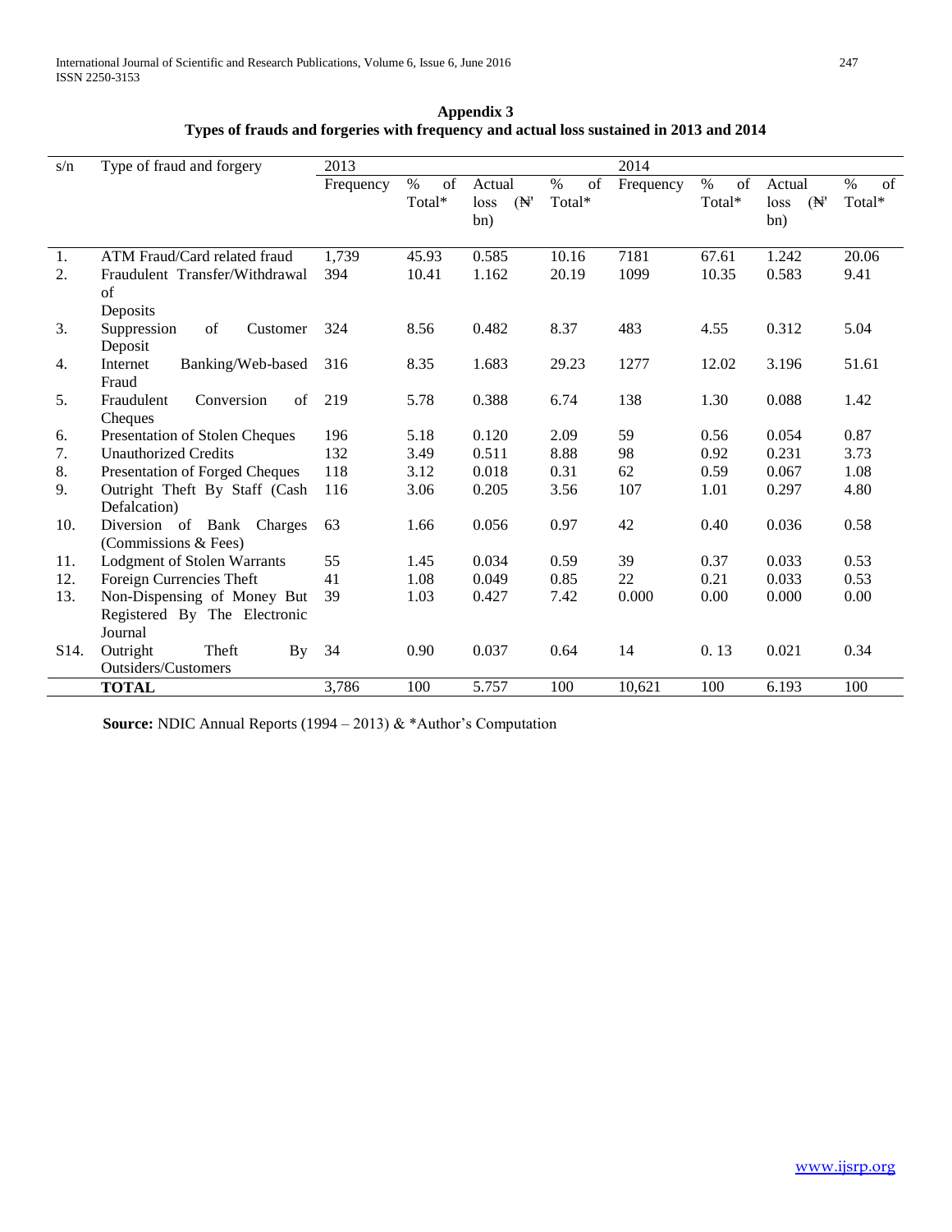**Appendix 3**
**Types of frauds and forgeries with frequency and actual loss sustained in 2013 and 2014**

| s/n | Type of fraud and forgery | 2013 | | | | 2014 | | | |
|---|---|---|---|---|---|---|---|---|---|
| | | Frequency | % of Total* | Actual loss (₦' bn) | % of Total* | Frequency | % of Total* | Actual loss (₦' bn) | % of Total* |
| 1. | ATM Fraud/Card related fraud | 1,739 | 45.93 | 0.585 | 10.16 | 7181 | 67.61 | 1.242 | 20.06 |
| 2. | Fraudulent Transfer/Withdrawal of Deposits | 394 | 10.41 | 1.162 | 20.19 | 1099 | 10.35 | 0.583 | 9.41 |
| 3. | Suppression of Customer Deposit | 324 | 8.56 | 0.482 | 8.37 | 483 | 4.55 | 0.312 | 5.04 |
| 4. | Internet Banking/Web-based Fraud | 316 | 8.35 | 1.683 | 29.23 | 1277 | 12.02 | 3.196 | 51.61 |
| 5. | Fraudulent Conversion of Cheques | 219 | 5.78 | 0.388 | 6.74 | 138 | 1.30 | 0.088 | 1.42 |
| 6. | Presentation of Stolen Cheques | 196 | 5.18 | 0.120 | 2.09 | 59 | 0.56 | 0.054 | 0.87 |
| 7. | Unauthorized Credits | 132 | 3.49 | 0.511 | 8.88 | 98 | 0.92 | 0.231 | 3.73 |
| 8. | Presentation of Forged Cheques | 118 | 3.12 | 0.018 | 0.31 | 62 | 0.59 | 0.067 | 1.08 |
| 9. | Outright Theft By Staff (Cash Defalcation) | 116 | 3.06 | 0.205 | 3.56 | 107 | 1.01 | 0.297 | 4.80 |
| 10. | Diversion of Bank Charges (Commissions & Fees) | 63 | 1.66 | 0.056 | 0.97 | 42 | 0.40 | 0.036 | 0.58 |
| 11. | Lodgment of Stolen Warrants | 55 | 1.45 | 0.034 | 0.59 | 39 | 0.37 | 0.033 | 0.53 |
| 12. | Foreign Currencies Theft | 41 | 1.08 | 0.049 | 0.85 | 22 | 0.21 | 0.033 | 0.53 |
| 13. | Non-Dispensing of Money But Registered By The Electronic Journal | 39 | 1.03 | 0.427 | 7.42 | 0.000 | 0.00 | 0.000 | 0.00 |
| S14. | Outright Theft By Outsiders/Customers | 34 | 0.90 | 0.037 | 0.64 | 14 | 0. 13 | 0.021 | 0.34 |
| | **TOTAL** | 3,786 | 100 | 5.757 | 100 | 10,621 | 100 | 6.193 | 100 |

**Source:** NDIC Annual Reports (1994 – 2013) & *Author's Computation